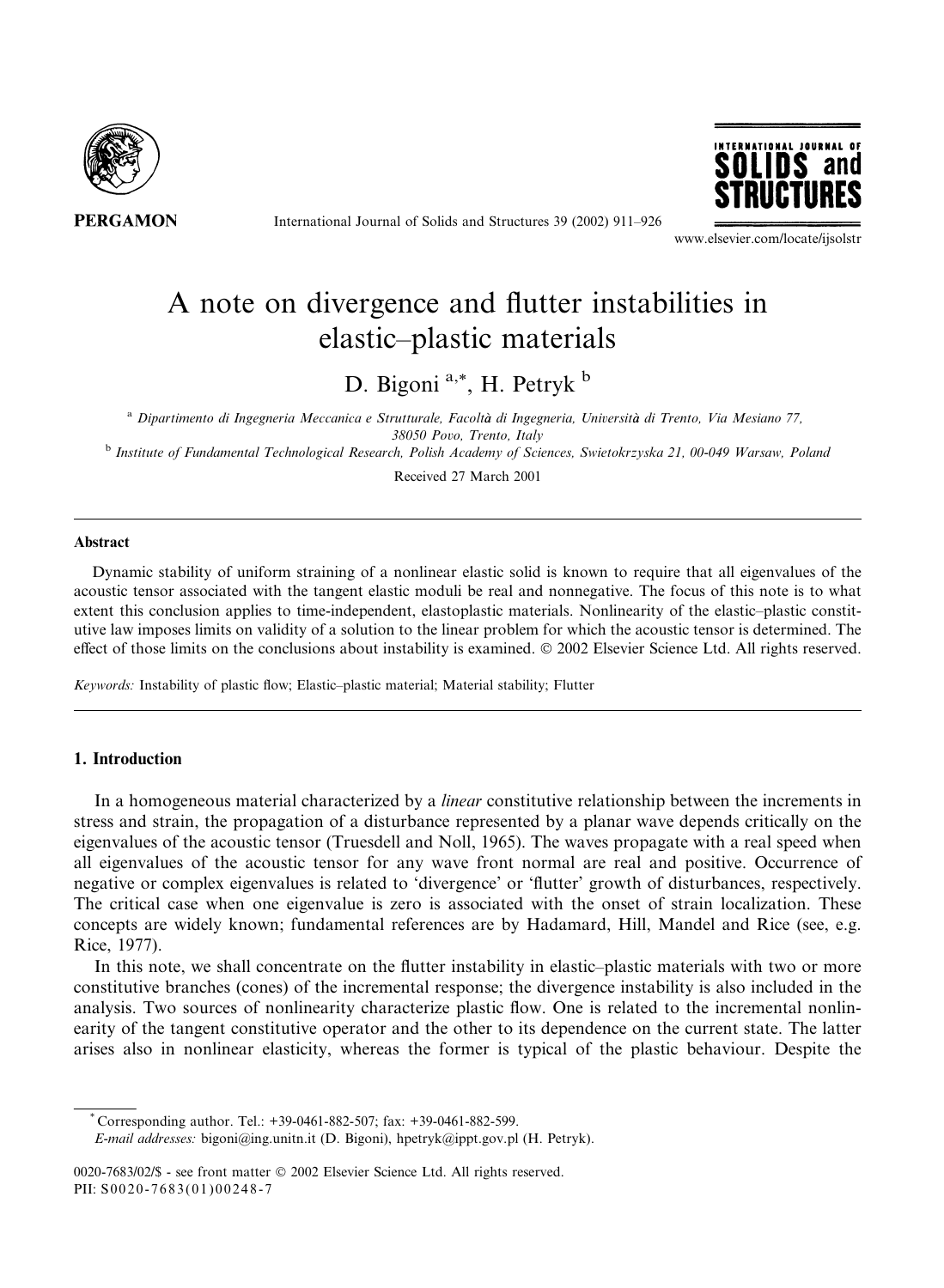# A note on divergence and flutter instabilities in elastic–plastic materials

D. Bigoni [a,*], H. Petryk [b]

[a] Dipartimento di Ingegneria Meccanica e Strutturale, Facoltà di Ingegneria, Università di Trento, Via Mesiano 77, 38050 Povo, Trento, Italy

[b] Institute of Fundamental Technological Research, Polish Academy of Sciences, Swietokrzyska 21, 00-049 Warsaw, Poland

Received 27 March 2001

## Abstract

Dynamic stability of uniform straining of a nonlinear elastic solid is known to require that all eigenvalues of the acoustic tensor associated with the tangent elastic moduli be real and nonnegative. The focus of this note is to what extent this conclusion applies to time-independent, elastoplastic materials. Nonlinearity of the elastic–plastic constitutive law imposes limits on validity of a solution to the linear problem for which the acoustic tensor is determined. The effect of those limits on the conclusions about instability is examined. © 2002 Elsevier Science Ltd. All rights reserved.

*Keywords:* Instability of plastic flow; Elastic–plastic material; Material stability; Flutter

## 1. Introduction

In a homogeneous material characterized by a *linear* constitutive relationship between the increments in stress and strain, the propagation of a disturbance represented by a planar wave depends critically on the eigenvalues of the acoustic tensor (Truesdell and Noll, 1965). The waves propagate with a real speed when all eigenvalues of the acoustic tensor for any wave front normal are real and positive. Occurrence of negative or complex eigenvalues is related to 'divergence' or 'flutter' growth of disturbances, respectively. The critical case when one eigenvalue is zero is associated with the onset of strain localization. These concepts are widely known; fundamental references are by Hadamard, Hill, Mandel and Rice (see, e.g. Rice, 1977).

In this note, we shall concentrate on the flutter instability in elastic–plastic materials with two or more constitutive branches (cones) of the incremental response; the divergence instability is also included in the analysis. Two sources of nonlinearity characterize plastic flow. One is related to the incremental nonlinearity of the tangent constitutive operator and the other to its dependence on the current state. The latter arises also in nonlinear elasticity, whereas the former is typical of the plastic behaviour. Despite the

* Corresponding author. Tel.: +39-0461-882-507; fax: +39-0461-882-599.
*E-mail addresses:* bigoni@ing.unitn.it (D. Bigoni), hpetryk@ippt.gov.pl (H. Petryk).

0020-7683/02/$ - see front matter © 2002 Elsevier Science Ltd. All rights reserved.
PII: S0020-7683(01)00248-7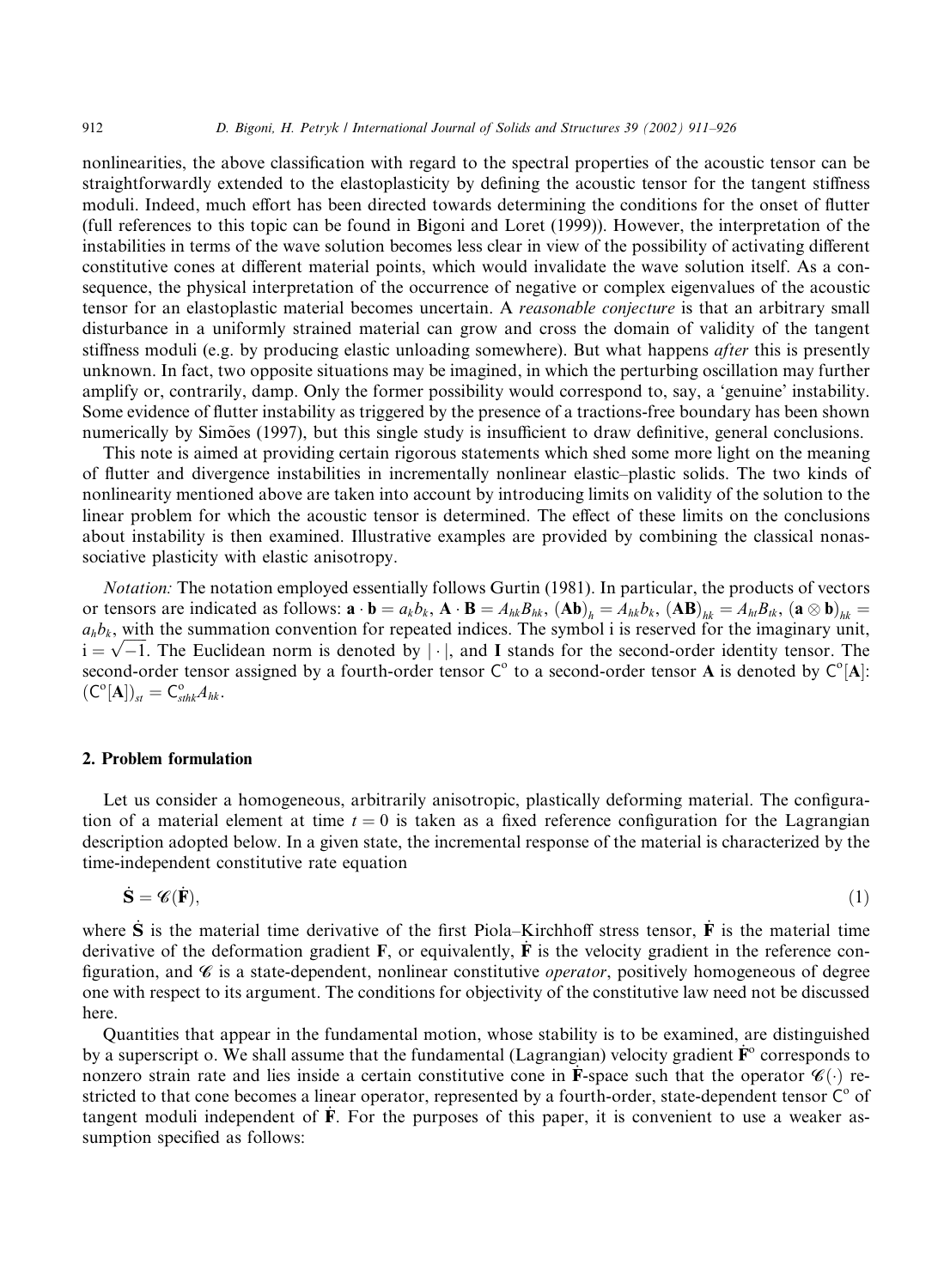nonlinearities, the above classification with regard to the spectral properties of the acoustic tensor can be straightforwardly extended to the elastoplasticity by defining the acoustic tensor for the tangent stiffness moduli. Indeed, much effort has been directed towards determining the conditions for the onset of flutter (full references to this topic can be found in Bigoni and Loret (1999)). However, the interpretation of the instabilities in terms of the wave solution becomes less clear in view of the possibility of activating different constitutive cones at different material points, which would invalidate the wave solution itself. As a consequence, the physical interpretation of the occurrence of negative or complex eigenvalues of the acoustic tensor for an elastoplastic material becomes uncertain. A *reasonable conjecture* is that an arbitrary small disturbance in a uniformly strained material can grow and cross the domain of validity of the tangent stiffness moduli (e.g. by producing elastic unloading somewhere). But what happens *after* this is presently unknown. In fact, two opposite situations may be imagined, in which the perturbing oscillation may further amplify or, contrarily, damp. Only the former possibility would correspond to, say, a 'genuine' instability. Some evidence of flutter instability as triggered by the presence of a tractions-free boundary has been shown numerically by Simões (1997), but this single study is insufficient to draw definitive, general conclusions.

This note is aimed at providing certain rigorous statements which shed some more light on the meaning of flutter and divergence instabilities in incrementally nonlinear elastic–plastic solids. The two kinds of nonlinearity mentioned above are taken into account by introducing limits on validity of the solution to the linear problem for which the acoustic tensor is determined. The effect of these limits on the conclusions about instability is then examined. Illustrative examples are provided by combining the classical nonassociative plasticity with elastic anisotropy.

*Notation:* The notation employed essentially follows Gurtin (1981). In particular, the products of vectors or tensors are indicated as follows: $\mathbf{a}\cdot\mathbf{b} = a_k b_k$, $\mathbf{A}\cdot\mathbf{B} = A_{hk}B_{hk}$, $(\mathbf{A}\mathbf{b})_h = A_{hk}b_k$, $(\mathbf{A}\mathbf{B})_{hk} = A_{ht}B_{tk}$, $(\mathbf{a}\otimes\mathbf{b})_{hk} = a_h b_k$, with the summation convention for repeated indices. The symbol i is reserved for the imaginary unit, $\mathrm{i} = \sqrt{-1}$. The Euclidean norm is denoted by $|\cdot|$, and $\mathbf{I}$ stands for the second-order identity tensor. The second-order tensor assigned by a fourth-order tensor $\mathsf{C}^{\mathrm{o}}$ to a second-order tensor $\mathbf{A}$ is denoted by $\mathsf{C}^{\mathrm{o}}[\mathbf{A}]$: $(\mathsf{C}^{\mathrm{o}}[\mathbf{A}])_{st} = \mathsf{C}^{\mathrm{o}}_{sthk}A_{hk}$.

## 2. Problem formulation

Let us consider a homogeneous, arbitrarily anisotropic, plastically deforming material. The configuration of a material element at time $t = 0$ is taken as a fixed reference configuration for the Lagrangian description adopted below. In a given state, the incremental response of the material is characterized by the time-independent constitutive rate equation

$$\dot{\mathbf{S}} = \mathscr{C}(\dot{\mathbf{F}}), \tag{1}$$

where $\dot{\mathbf{S}}$ is the material time derivative of the first Piola–Kirchhoff stress tensor, $\dot{\mathbf{F}}$ is the material time derivative of the deformation gradient $\mathbf{F}$, or equivalently, $\dot{\mathbf{F}}$ is the velocity gradient in the reference configuration, and $\mathscr{C}$ is a state-dependent, nonlinear constitutive *operator*, positively homogeneous of degree one with respect to its argument. The conditions for objectivity of the constitutive law need not be discussed here.

Quantities that appear in the fundamental motion, whose stability is to be examined, are distinguished by a superscript o. We shall assume that the fundamental (Lagrangian) velocity gradient $\dot{\mathbf{F}}^{\mathrm{o}}$ corresponds to nonzero strain rate and lies inside a certain constitutive cone in $\dot{\mathbf{F}}$-space such that the operator $\mathscr{C}(\cdot)$ restricted to that cone becomes a linear operator, represented by a fourth-order, state-dependent tensor $\mathsf{C}^{\mathrm{o}}$ of tangent moduli independent of $\dot{\mathbf{F}}$. For the purposes of this paper, it is convenient to use a weaker assumption specified as follows: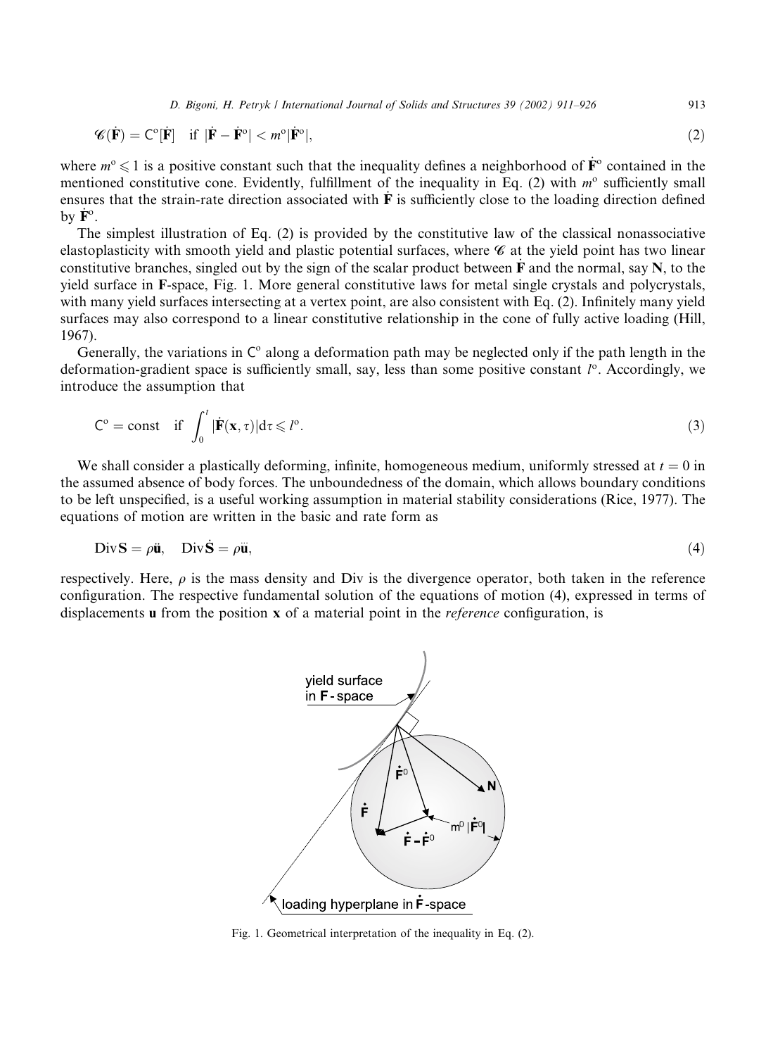$$\mathscr{C}(\dot{\mathbf{F}}) = \mathsf{C}^{\mathrm{o}}[\dot{\mathbf{F}}] \quad \text{if } |\dot{\mathbf{F}} - \dot{\mathbf{F}}^{\mathrm{o}}| < m^{\mathrm{o}}|\dot{\mathbf{F}}^{\mathrm{o}}|, \tag{2}$$

where $m^{\mathrm{o}} \leqslant 1$ is a positive constant such that the inequality defines a neighborhood of $\dot{\mathbf{F}}^{\mathrm{o}}$ contained in the mentioned constitutive cone. Evidently, fulfillment of the inequality in Eq. (2) with $m^{\mathrm{o}}$ sufficiently small ensures that the strain-rate direction associated with $\dot{\mathbf{F}}$ is sufficiently close to the loading direction defined by $\dot{\mathbf{F}}^{\mathrm{o}}$.

The simplest illustration of Eq. (2) is provided by the constitutive law of the classical nonassociative elastoplasticity with smooth yield and plastic potential surfaces, where $\mathscr{C}$ at the yield point has two linear constitutive branches, singled out by the sign of the scalar product between $\dot{\mathbf{F}}$ and the normal, say $\mathbf{N}$, to the yield surface in $\mathbf{F}$-space, Fig. 1. More general constitutive laws for metal single crystals and polycrystals, with many yield surfaces intersecting at a vertex point, are also consistent with Eq. (2). Infinitely many yield surfaces may also correspond to a linear constitutive relationship in the cone of fully active loading (Hill, 1967).

Generally, the variations in $\mathsf{C}^{\mathrm{o}}$ along a deformation path may be neglected only if the path length in the deformation-gradient space is sufficiently small, say, less than some positive constant $l^{\mathrm{o}}$. Accordingly, we introduce the assumption that

$$\mathsf{C}^{\mathrm{o}} = \text{const} \quad \text{if } \int_0^t |\dot{\mathbf{F}}(\mathbf{x}, \tau)| \mathrm{d}\tau \leqslant l^{\mathrm{o}}. \tag{3}$$

We shall consider a plastically deforming, infinite, homogeneous medium, uniformly stressed at $t = 0$ in the assumed absence of body forces. The unboundedness of the domain, which allows boundary conditions to be left unspecified, is a useful working assumption in material stability considerations (Rice, 1977). The equations of motion are written in the basic and rate form as

$$\mathrm{Div}\,\mathbf{S} = \rho\ddot{\mathbf{u}}, \quad \mathrm{Div}\,\dot{\mathbf{S}} = \rho\dddot{\mathbf{u}}, \tag{4}$$

respectively. Here, $\rho$ is the mass density and Div is the divergence operator, both taken in the reference configuration. The respective fundamental solution of the equations of motion (4), expressed in terms of displacements $\mathbf{u}$ from the position $\mathbf{x}$ of a material point in the *reference* configuration, is

Fig. 1. Geometrical interpretation of the inequality in Eq. (2).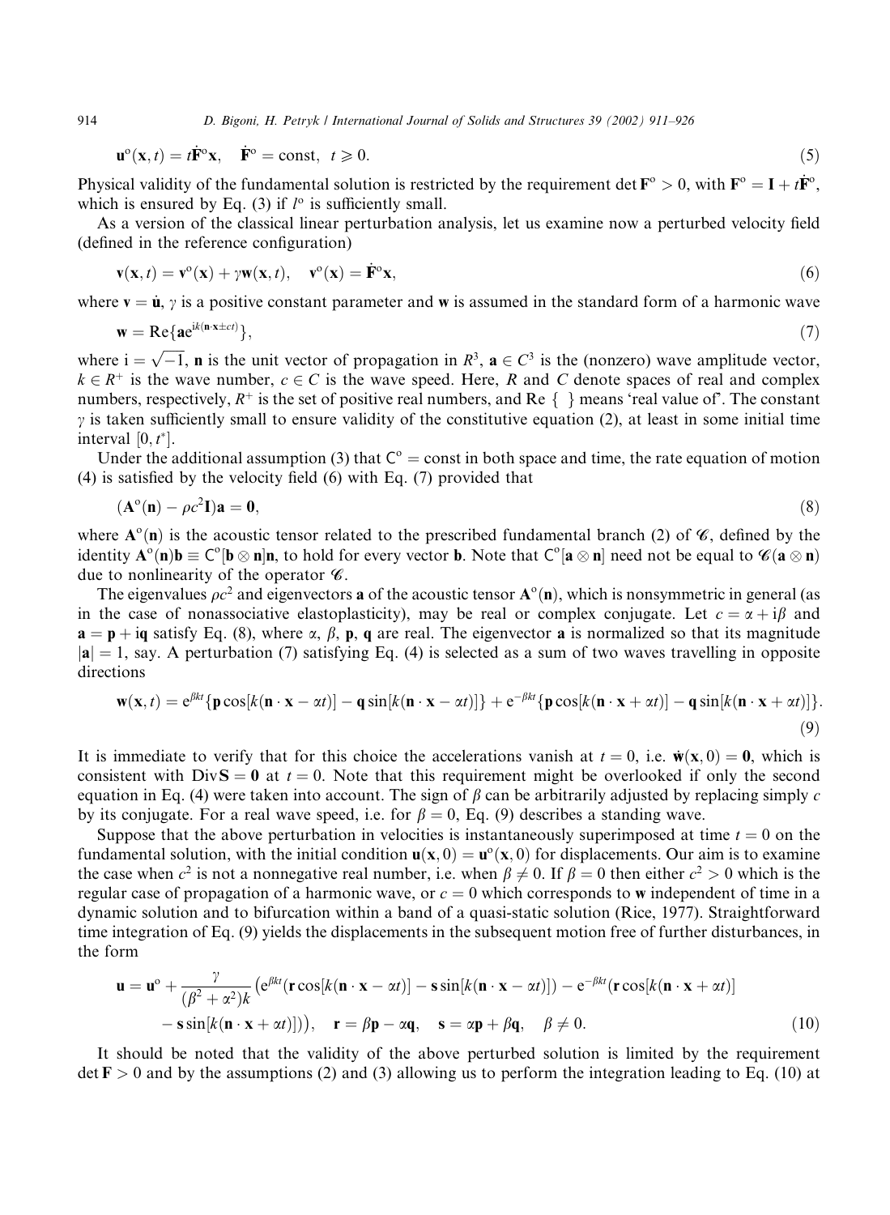$$\mathbf{u}^{\mathrm{o}}(\mathbf{x},t) = t\dot{\mathbf{F}}^{\mathrm{o}}\mathbf{x}, \quad \dot{\mathbf{F}}^{\mathrm{o}} = \text{const}, \ \ t \geqslant 0. \tag{5}$$

Physical validity of the fundamental solution is restricted by the requirement $\det \mathbf{F}^{\mathrm{o}} > 0$, with $\mathbf{F}^{\mathrm{o}} = \mathbf{I} + t\dot{\mathbf{F}}^{\mathrm{o}}$, which is ensured by Eq. (3) if $l^{\mathrm{o}}$ is sufficiently small.

As a version of the classical linear perturbation analysis, let us examine now a perturbed velocity field (defined in the reference configuration)

$$\mathbf{v}(\mathbf{x},t) = \mathbf{v}^{\mathrm{o}}(\mathbf{x}) + \gamma\mathbf{w}(\mathbf{x},t), \quad \mathbf{v}^{\mathrm{o}}(\mathbf{x}) = \dot{\mathbf{F}}^{\mathrm{o}}\mathbf{x}, \tag{6}$$

where $\mathbf{v} = \dot{\mathbf{u}}$, $\gamma$ is a positive constant parameter and $\mathbf{w}$ is assumed in the standard form of a harmonic wave

$$\mathbf{w} = \mathrm{Re}\{\mathbf{a}e^{ik(\mathbf{n}\cdot\mathbf{x}\pm ct)}\}, \tag{7}$$

where $i = \sqrt{-1}$, $\mathbf{n}$ is the unit vector of propagation in $R^3$, $\mathbf{a} \in C^3$ is the (nonzero) wave amplitude vector, $k \in R^+$ is the wave number, $c \in C$ is the wave speed. Here, $R$ and $C$ denote spaces of real and complex numbers, respectively, $R^+$ is the set of positive real numbers, and Re { } means 'real value of'. The constant $\gamma$ is taken sufficiently small to ensure validity of the constitutive equation (2), at least in some initial time interval $[0, t^*]$.

Under the additional assumption (3) that $\mathsf{C}^{\mathrm{o}} = \text{const}$ in both space and time, the rate equation of motion (4) is satisfied by the velocity field (6) with Eq. (7) provided that

$$(\mathbf{A}^{\mathrm{o}}(\mathbf{n}) - \rho c^2\mathbf{I})\mathbf{a} = \mathbf{0}, \tag{8}$$

where $\mathbf{A}^{\mathrm{o}}(\mathbf{n})$ is the acoustic tensor related to the prescribed fundamental branch (2) of $\mathscr{C}$, defined by the identity $\mathbf{A}^{\mathrm{o}}(\mathbf{n})\mathbf{b} \equiv \mathsf{C}^{\mathrm{o}}[\mathbf{b} \otimes \mathbf{n}]\mathbf{n}$, to hold for every vector $\mathbf{b}$. Note that $\mathsf{C}^{\mathrm{o}}[\mathbf{a} \otimes \mathbf{n}]$ need not be equal to $\mathscr{C}(\mathbf{a} \otimes \mathbf{n})$ due to nonlinearity of the operator $\mathscr{C}$.

The eigenvalues $\rho c^2$ and eigenvectors $\mathbf{a}$ of the acoustic tensor $\mathbf{A}^{\mathrm{o}}(\mathbf{n})$, which is nonsymmetric in general (as in the case of nonassociative elastoplasticity), may be real or complex conjugate. Let $c = \alpha + i\beta$ and $\mathbf{a} = \mathbf{p} + i\mathbf{q}$ satisfy Eq. (8), where $\alpha$, $\beta$, $\mathbf{p}$, $\mathbf{q}$ are real. The eigenvector $\mathbf{a}$ is normalized so that its magnitude $|\mathbf{a}| = 1$, say. A perturbation (7) satisfying Eq. (4) is selected as a sum of two waves travelling in opposite directions

$$\mathbf{w}(\mathbf{x},t) = e^{\beta kt}\{\mathbf{p}\cos[k(\mathbf{n}\cdot\mathbf{x} - \alpha t)] - \mathbf{q}\sin[k(\mathbf{n}\cdot\mathbf{x} - \alpha t)]\} + e^{-\beta kt}\{\mathbf{p}\cos[k(\mathbf{n}\cdot\mathbf{x} + \alpha t)] - \mathbf{q}\sin[k(\mathbf{n}\cdot\mathbf{x} + \alpha t)]\}. \tag{9}$$

It is immediate to verify that for this choice the accelerations vanish at $t = 0$, i.e. $\dot{\mathbf{w}}(\mathbf{x}, 0) = \mathbf{0}$, which is consistent with $\mathrm{Div}\,\mathbf{S} = \mathbf{0}$ at $t = 0$. Note that this requirement might be overlooked if only the second equation in Eq. (4) were taken into account. The sign of $\beta$ can be arbitrarily adjusted by replacing simply $c$ by its conjugate. For a real wave speed, i.e. for $\beta = 0$, Eq. (9) describes a standing wave.

Suppose that the above perturbation in velocities is instantaneously superimposed at time $t = 0$ on the fundamental solution, with the initial condition $\mathbf{u}(\mathbf{x}, 0) = \mathbf{u}^{\mathrm{o}}(\mathbf{x}, 0)$ for displacements. Our aim is to examine the case when $c^2$ is not a nonnegative real number, i.e. when $\beta \neq 0$. If $\beta = 0$ then either $c^2 > 0$ which is the regular case of propagation of a harmonic wave, or $c = 0$ which corresponds to $\mathbf{w}$ independent of time in a dynamic solution and to bifurcation within a band of a quasi-static solution (Rice, 1977). Straightforward time integration of Eq. (9) yields the displacements in the subsequent motion free of further disturbances, in the form

$$\begin{aligned}\mathbf{u} = \mathbf{u}^{\mathrm{o}} + \frac{\gamma}{(\beta^2 + \alpha^2)k}\big(&e^{\beta kt}(\mathbf{r}\cos[k(\mathbf{n}\cdot\mathbf{x} - \alpha t)] - \mathbf{s}\sin[k(\mathbf{n}\cdot\mathbf{x} - \alpha t)]) - e^{-\beta kt}(\mathbf{r}\cos[k(\mathbf{n}\cdot\mathbf{x} + \alpha t)] \\ &- \mathbf{s}\sin[k(\mathbf{n}\cdot\mathbf{x} + \alpha t)])\big), \quad \mathbf{r} = \beta\mathbf{p} - \alpha\mathbf{q}, \quad \mathbf{s} = \alpha\mathbf{p} + \beta\mathbf{q}, \quad \beta \neq 0.\end{aligned} \tag{10}$$

It should be noted that the validity of the above perturbed solution is limited by the requirement $\det \mathbf{F} > 0$ and by the assumptions (2) and (3) allowing us to perform the integration leading to Eq. (10) at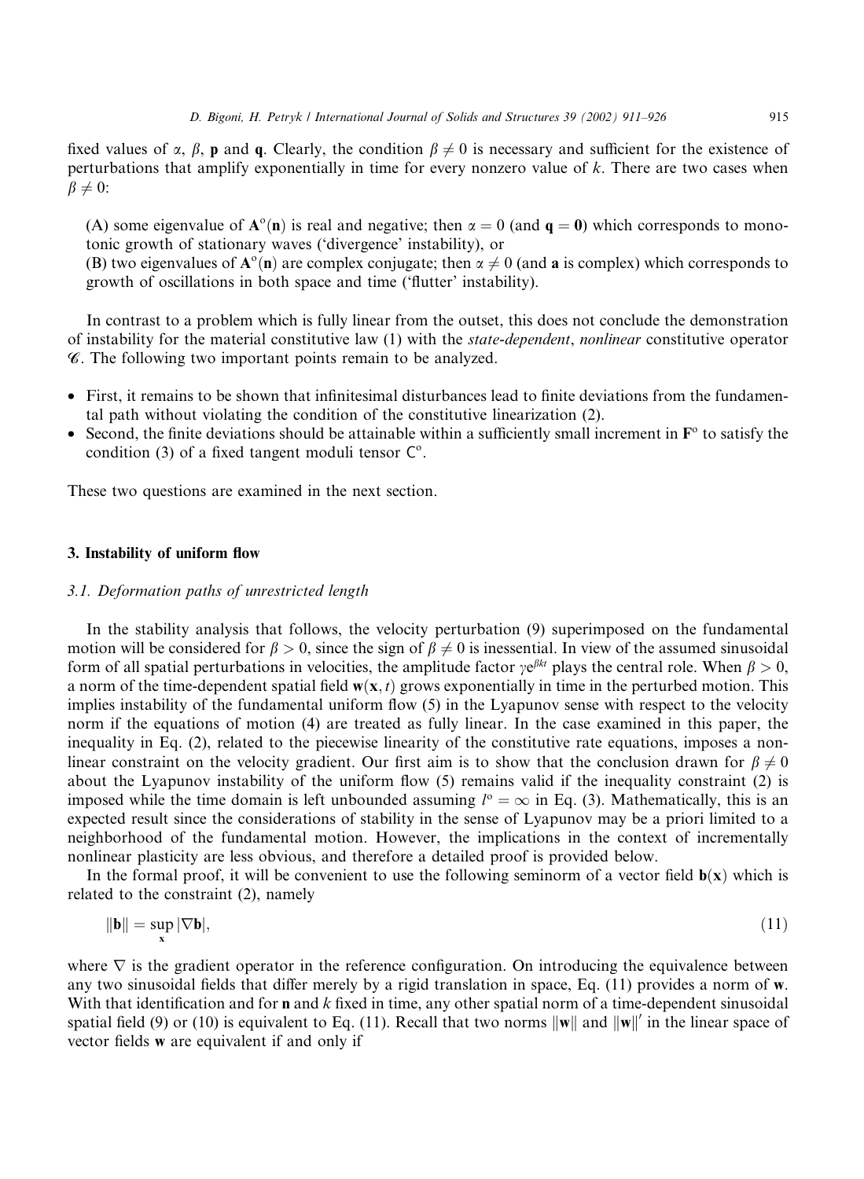fixed values of $\alpha$, $\beta$, $\mathbf{p}$ and $\mathbf{q}$. Clearly, the condition $\beta \neq 0$ is necessary and sufficient for the existence of perturbations that amplify exponentially in time for every nonzero value of $k$. There are two cases when $\beta \neq 0$:

(A) some eigenvalue of $\mathbf{A}^{\mathrm{o}}(\mathbf{n})$ is real and negative; then $\alpha = 0$ (and $\mathbf{q} = \mathbf{0}$) which corresponds to monotonic growth of stationary waves ('divergence' instability), or
(B) two eigenvalues of $\mathbf{A}^{\mathrm{o}}(\mathbf{n})$ are complex conjugate; then $\alpha \neq 0$ (and $\mathbf{a}$ is complex) which corresponds to growth of oscillations in both space and time ('flutter' instability).

In contrast to a problem which is fully linear from the outset, this does not conclude the demonstration of instability for the material constitutive law (1) with the *state-dependent*, *nonlinear* constitutive operator $\mathscr{C}$. The following two important points remain to be analyzed.

- First, it remains to be shown that infinitesimal disturbances lead to finite deviations from the fundamental path without violating the condition of the constitutive linearization (2).
- Second, the finite deviations should be attainable within a sufficiently small increment in $\mathbf{F}^{\mathrm{o}}$ to satisfy the condition (3) of a fixed tangent moduli tensor $\mathsf{C}^{\mathrm{o}}$.

These two questions are examined in the next section.

## 3. Instability of uniform flow

### *3.1. Deformation paths of unrestricted length*

In the stability analysis that follows, the velocity perturbation (9) superimposed on the fundamental motion will be considered for $\beta > 0$, since the sign of $\beta \neq 0$ is inessential. In view of the assumed sinusoidal form of all spatial perturbations in velocities, the amplitude factor $\gamma e^{\beta k t}$ plays the central role. When $\beta > 0$, a norm of the time-dependent spatial field $\mathbf{w}(\mathbf{x}, t)$ grows exponentially in time in the perturbed motion. This implies instability of the fundamental uniform flow (5) in the Lyapunov sense with respect to the velocity norm if the equations of motion (4) are treated as fully linear. In the case examined in this paper, the inequality in Eq. (2), related to the piecewise linearity of the constitutive rate equations, imposes a nonlinear constraint on the velocity gradient. Our first aim is to show that the conclusion drawn for $\beta \neq 0$ about the Lyapunov instability of the uniform flow (5) remains valid if the inequality constraint (2) is imposed while the time domain is left unbounded assuming $l^{\mathrm{o}} = \infty$ in Eq. (3). Mathematically, this is an expected result since the considerations of stability in the sense of Lyapunov may be a priori limited to a neighborhood of the fundamental motion. However, the implications in the context of incrementally nonlinear plasticity are less obvious, and therefore a detailed proof is provided below.

In the formal proof, it will be convenient to use the following seminorm of a vector field $\mathbf{b}(\mathbf{x})$ which is related to the constraint (2), namely

$$\|\mathbf{b}\| = \sup_{\mathbf{x}} |\nabla \mathbf{b}|, \tag{11}$$

where $\nabla$ is the gradient operator in the reference configuration. On introducing the equivalence between any two sinusoidal fields that differ merely by a rigid translation in space, Eq. (11) provides a norm of $\mathbf{w}$. With that identification and for $\mathbf{n}$ and $k$ fixed in time, any other spatial norm of a time-dependent sinusoidal spatial field (9) or (10) is equivalent to Eq. (11). Recall that two norms $\|\mathbf{w}\|$ and $\|\mathbf{w}\|'$ in the linear space of vector fields $\mathbf{w}$ are equivalent if and only if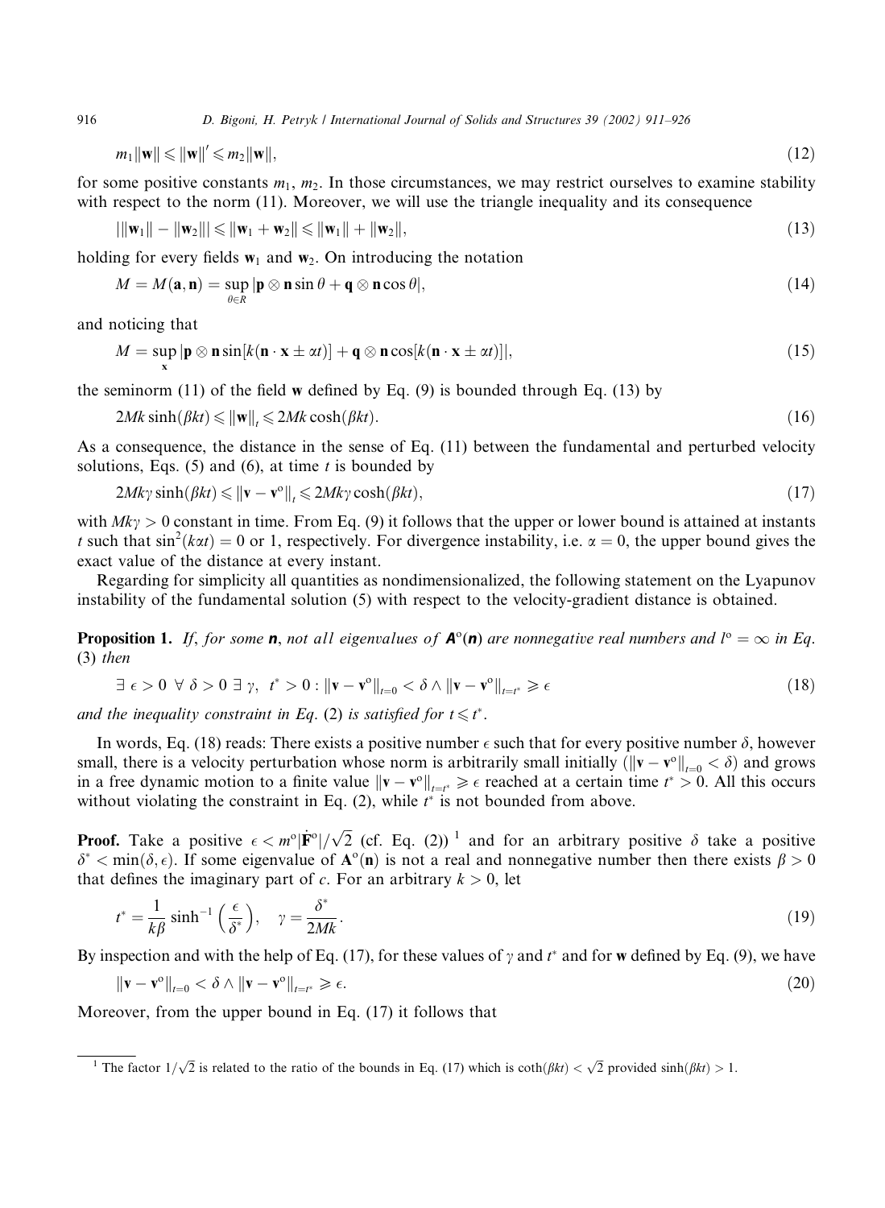$$m_1\|\mathbf{w}\| \leqslant \|\mathbf{w}\|' \leqslant m_2\|\mathbf{w}\|, \tag{12}$$

for some positive constants $m_1$, $m_2$. In those circumstances, we may restrict ourselves to examine stability with respect to the norm (11). Moreover, we will use the triangle inequality and its consequence

$$|\|\mathbf{w}_1\| - \|\mathbf{w}_2\|| \leqslant \|\mathbf{w}_1 + \mathbf{w}_2\| \leqslant \|\mathbf{w}_1\| + \|\mathbf{w}_2\|, \tag{13}$$

holding for every fields $\mathbf{w}_1$ and $\mathbf{w}_2$. On introducing the notation

$$M = M(\mathbf{a}, \mathbf{n}) = \sup_{\theta \in R} |\mathbf{p} \otimes \mathbf{n} \sin\theta + \mathbf{q} \otimes \mathbf{n} \cos\theta|, \tag{14}$$

and noticing that

$$M = \sup_{\mathbf{x}} |\mathbf{p} \otimes \mathbf{n} \sin[k(\mathbf{n} \cdot \mathbf{x} \pm \alpha t)] + \mathbf{q} \otimes \mathbf{n} \cos[k(\mathbf{n} \cdot \mathbf{x} \pm \alpha t)]|, \tag{15}$$

the seminorm (11) of the field $\mathbf{w}$ defined by Eq. (9) is bounded through Eq. (13) by

$$2Mk \sinh(\beta kt) \leqslant \|\mathbf{w}\|_t \leqslant 2Mk \cosh(\beta kt). \tag{16}$$

As a consequence, the distance in the sense of Eq. (11) between the fundamental and perturbed velocity solutions, Eqs. (5) and (6), at time $t$ is bounded by

$$2Mk\gamma \sinh(\beta kt) \leqslant \|\mathbf{v} - \mathbf{v}^{\mathrm{o}}\|_t \leqslant 2Mk\gamma \cosh(\beta kt), \tag{17}$$

with $Mk\gamma > 0$ constant in time. From Eq. (9) it follows that the upper or lower bound is attained at instants $t$ such that $\sin^2(k\alpha t) = 0$ or 1, respectively. For divergence instability, i.e. $\alpha = 0$, the upper bound gives the exact value of the distance at every instant.

Regarding for simplicity all quantities as nondimensionalized, the following statement on the Lyapunov instability of the fundamental solution (5) with respect to the velocity-gradient distance is obtained.

**Proposition 1.** *If, for some* $\mathbf{n}$, *not all eigenvalues of* $\mathbf{A}^{\mathrm{o}}(\mathbf{n})$ *are nonnegative real numbers and* $l^{\mathrm{o}} = \infty$ *in Eq.* (3) *then*

$$\exists\ \epsilon > 0\ \ \forall\ \delta > 0\ \ \exists\ \gamma,\ \ t^* > 0 : \|\mathbf{v} - \mathbf{v}^{\mathrm{o}}\|_{t=0} < \delta \wedge \|\mathbf{v} - \mathbf{v}^{\mathrm{o}}\|_{t=t^*} \geqslant \epsilon \tag{18}$$

*and the inequality constraint in Eq.* (2) *is satisfied for* $t \leqslant t^*$.

In words, Eq. (18) reads: There exists a positive number $\epsilon$ such that for every positive number $\delta$, however small, there is a velocity perturbation whose norm is arbitrarily small initially ($\|\mathbf{v} - \mathbf{v}^{\mathrm{o}}\|_{t=0} < \delta$) and grows in a free dynamic motion to a finite value $\|\mathbf{v} - \mathbf{v}^{\mathrm{o}}\|_{t=t^*} \geqslant \epsilon$ reached at a certain time $t^* > 0$. All this occurs without violating the constraint in Eq. (2), while $t^*$ is not bounded from above.

**Proof.** Take a positive $\epsilon < m^{\mathrm{o}}|\dot{\mathbf{F}}^{\mathrm{o}}|/\sqrt{2}$ (cf. Eq. (2)) [1] and for an arbitrary positive $\delta$ take a positive $\delta^* < \min(\delta, \epsilon)$. If some eigenvalue of $\mathbf{A}^{\mathrm{o}}(\mathbf{n})$ is not a real and nonnegative number then there exists $\beta > 0$ that defines the imaginary part of $c$. For an arbitrary $k > 0$, let

$$t^* = \frac{1}{k\beta} \sinh^{-1}\left(\frac{\epsilon}{\delta^*}\right), \quad \gamma = \frac{\delta^*}{2Mk}. \tag{19}$$

By inspection and with the help of Eq. (17), for these values of $\gamma$ and $t^*$ and for $\mathbf{w}$ defined by Eq. (9), we have

$$\|\mathbf{v} - \mathbf{v}^{\mathrm{o}}\|_{t=0} < \delta \wedge \|\mathbf{v} - \mathbf{v}^{\mathrm{o}}\|_{t=t^*} \geqslant \epsilon. \tag{20}$$

Moreover, from the upper bound in Eq. (17) it follows that

[1] The factor $1/\sqrt{2}$ is related to the ratio of the bounds in Eq. (17) which is $\coth(\beta kt) < \sqrt{2}$ provided $\sinh(\beta kt) > 1$.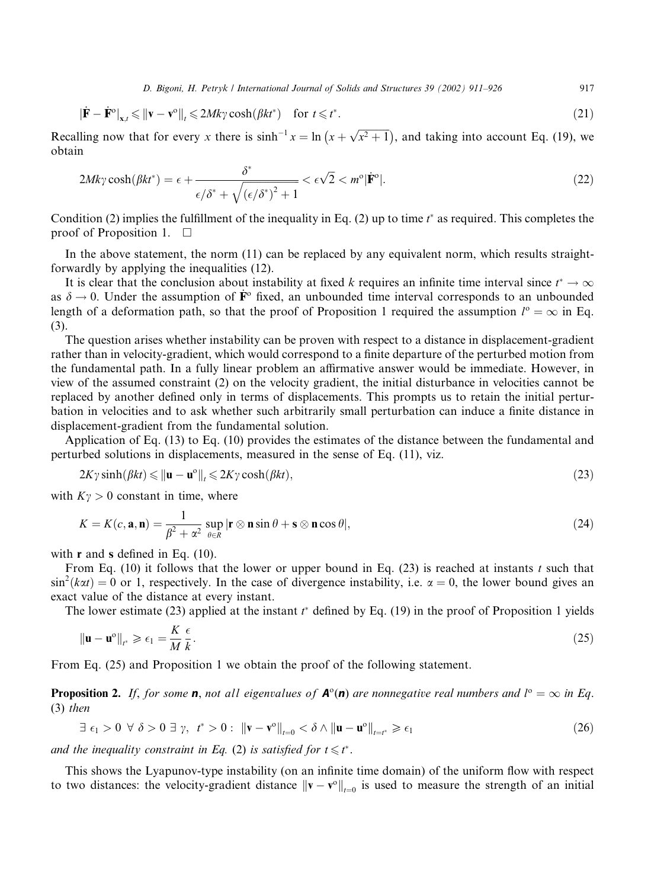$$|\dot{\mathbf{F}} - \dot{\mathbf{F}}^{\text{o}}|_{\mathbf{x},t} \leqslant \|\mathbf{v} - \mathbf{v}^{\text{o}}\|_t \leqslant 2Mk\gamma\cosh(\beta k t^*) \quad \text{for } t \leqslant t^*. \tag{21}$$

Recalling now that for every $x$ there is $\sinh^{-1} x = \ln\left(x + \sqrt{x^2+1}\right)$, and taking into account Eq. (19), we obtain

$$2Mk\gamma\cosh(\beta k t^*) = \epsilon + \frac{\delta^*}{\epsilon/\delta^* + \sqrt{(\epsilon/\delta^*)^2 + 1}} < \epsilon\sqrt{2} < m^{\text{o}}|\dot{\mathbf{F}}^{\text{o}}|. \tag{22}$$

Condition (2) implies the fulfillment of the inequality in Eq. (2) up to time $t^*$ as required. This completes the proof of Proposition 1. □

In the above statement, the norm (11) can be replaced by any equivalent norm, which results straightforwardly by applying the inequalities (12).

It is clear that the conclusion about instability at fixed $k$ requires an infinite time interval since $t^* \to \infty$ as $\delta \to 0$. Under the assumption of $\dot{\mathbf{F}}^{\text{o}}$ fixed, an unbounded time interval corresponds to an unbounded length of a deformation path, so that the proof of Proposition 1 required the assumption $l^{\text{o}} = \infty$ in Eq. (3).

The question arises whether instability can be proven with respect to a distance in displacement-gradient rather than in velocity-gradient, which would correspond to a finite departure of the perturbed motion from the fundamental path. In a fully linear problem an affirmative answer would be immediate. However, in view of the assumed constraint (2) on the velocity gradient, the initial disturbance in velocities cannot be replaced by another defined only in terms of displacements. This prompts us to retain the initial perturbation in velocities and to ask whether such arbitrarily small perturbation can induce a finite distance in displacement-gradient from the fundamental solution.

Application of Eq. (13) to Eq. (10) provides the estimates of the distance between the fundamental and perturbed solutions in displacements, measured in the sense of Eq. (11), viz.

$$2K\gamma\sinh(\beta k t) \leqslant \|\mathbf{u} - \mathbf{u}^{\text{o}}\|_t \leqslant 2K\gamma\cosh(\beta k t), \tag{23}$$

with $K\gamma > 0$ constant in time, where

$$K = K(c, \mathbf{a}, \mathbf{n}) = \frac{1}{\beta^2 + \alpha^2} \sup_{\theta \in R} |\mathbf{r} \otimes \mathbf{n} \sin\theta + \mathbf{s} \otimes \mathbf{n} \cos\theta|, \tag{24}$$

with $\mathbf{r}$ and $\mathbf{s}$ defined in Eq. (10).

From Eq. (10) it follows that the lower or upper bound in Eq. (23) is reached at instants $t$ such that $\sin^2(k\alpha t) = 0$ or 1, respectively. In the case of divergence instability, i.e. $\alpha = 0$, the lower bound gives an exact value of the distance at every instant.

The lower estimate (23) applied at the instant $t^*$ defined by Eq. (19) in the proof of Proposition 1 yields

$$\|\mathbf{u} - \mathbf{u}^{\text{o}}\|_{t^*} \geqslant \epsilon_1 = \frac{K}{M}\frac{\epsilon}{k}. \tag{25}$$

From Eq. (25) and Proposition 1 we obtain the proof of the following statement.

**Proposition 2.** *If, for some* $\boldsymbol{n}$, *not all eigenvalues of* $\boldsymbol{A}^{\text{o}}(\boldsymbol{n})$ *are nonnegative real numbers and* $l^{\text{o}} = \infty$ *in Eq. (3) then*

$$\exists\ \epsilon_1 > 0\ \forall\ \delta > 0\ \exists\ \gamma,\ t^* > 0 : \ \|\mathbf{v} - \mathbf{v}^{\text{o}}\|_{t=0} < \delta \wedge \|\mathbf{u} - \mathbf{u}^{\text{o}}\|_{t=t^*} \geqslant \epsilon_1 \tag{26}$$

*and the inequality constraint in Eq. (2) is satisfied for* $t \leqslant t^*$.

This shows the Lyapunov-type instability (on an infinite time domain) of the uniform flow with respect to two distances: the velocity-gradient distance $\|\mathbf{v} - \mathbf{v}^{\text{o}}\|_{t=0}$ is used to measure the strength of an initial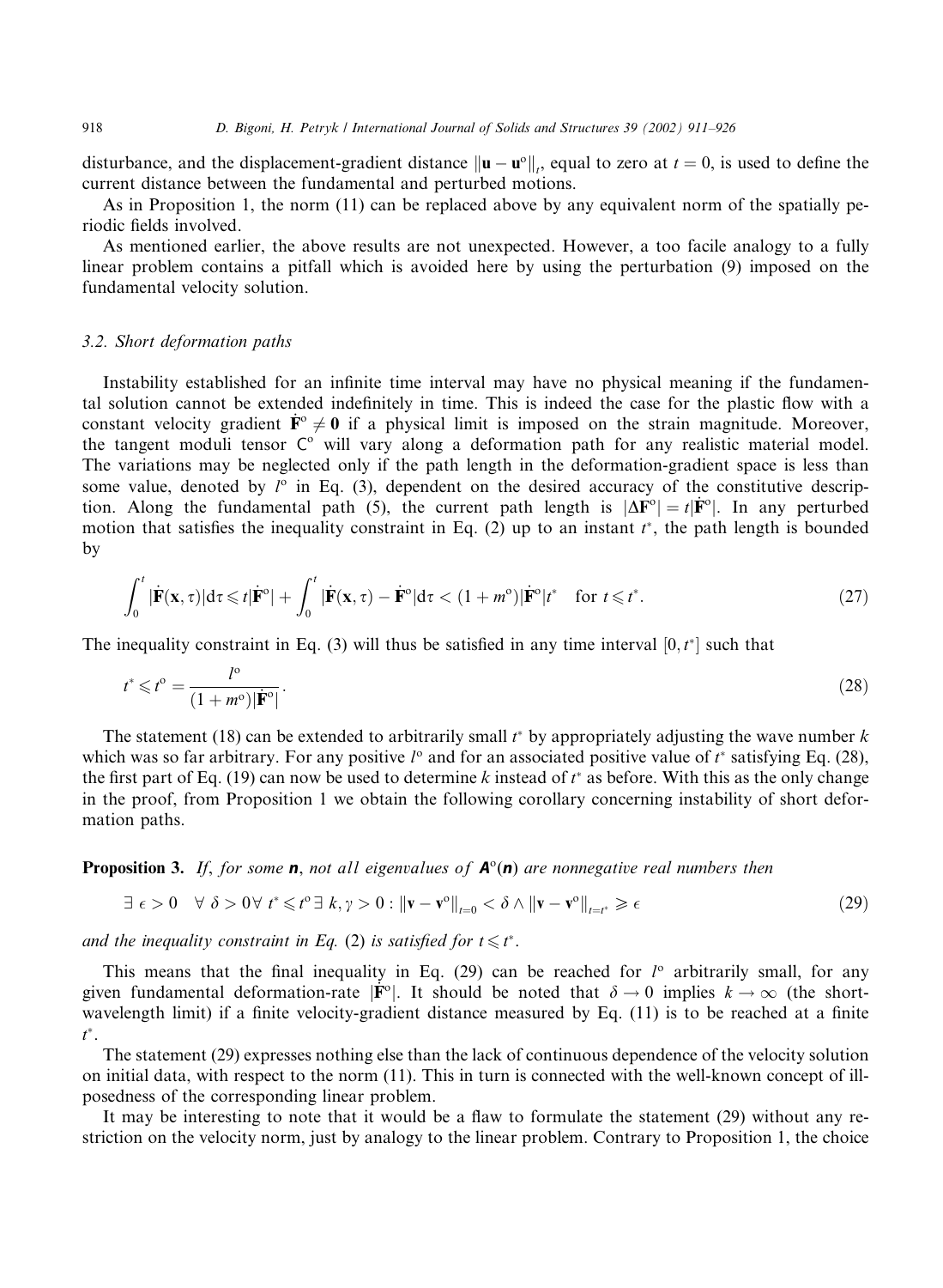disturbance, and the displacement-gradient distance $\|\mathbf{u} - \mathbf{u}^{\mathrm{o}}\|_t$, equal to zero at $t = 0$, is used to define the current distance between the fundamental and perturbed motions.

As in Proposition 1, the norm (11) can be replaced above by any equivalent norm of the spatially periodic fields involved.

As mentioned earlier, the above results are not unexpected. However, a too facile analogy to a fully linear problem contains a pitfall which is avoided here by using the perturbation (9) imposed on the fundamental velocity solution.

### 3.2. Short deformation paths

Instability established for an infinite time interval may have no physical meaning if the fundamental solution cannot be extended indefinitely in time. This is indeed the case for the plastic flow with a constant velocity gradient $\dot{\mathbf{F}}^{\mathrm{o}} \neq \mathbf{0}$ if a physical limit is imposed on the strain magnitude. Moreover, the tangent moduli tensor $\mathsf{C}^{\mathrm{o}}$ will vary along a deformation path for any realistic material model. The variations may be neglected only if the path length in the deformation-gradient space is less than some value, denoted by $l^{\mathrm{o}}$ in Eq. (3), dependent on the desired accuracy of the constitutive description. Along the fundamental path (5), the current path length is $|\Delta\mathbf{F}^{\mathrm{o}}| = t|\dot{\mathbf{F}}^{\mathrm{o}}|$. In any perturbed motion that satisfies the inequality constraint in Eq. (2) up to an instant $t^*$, the path length is bounded by

$$
\int_0^t |\dot{\mathbf{F}}(\mathbf{x},\tau)|\mathrm{d}\tau \leqslant t|\dot{\mathbf{F}}^{\mathrm{o}}| + \int_0^t |\dot{\mathbf{F}}(\mathbf{x},\tau) - \dot{\mathbf{F}}^{\mathrm{o}}|\mathrm{d}\tau < (1+m^{\mathrm{o}})|\dot{\mathbf{F}}^{\mathrm{o}}|t^* \quad \text{for } t \leqslant t^*. \tag{27}
$$

The inequality constraint in Eq. (3) will thus be satisfied in any time interval $[0, t^*]$ such that

$$
t^* \leqslant t^{\mathrm{o}} = \frac{l^{\mathrm{o}}}{(1+m^{\mathrm{o}})|\dot{\mathbf{F}}^{\mathrm{o}}|}. \tag{28}
$$

The statement (18) can be extended to arbitrarily small $t^*$ by appropriately adjusting the wave number $k$ which was so far arbitrary. For any positive $l^{\mathrm{o}}$ and for an associated positive value of $t^*$ satisfying Eq. (28), the first part of Eq. (19) can now be used to determine $k$ instead of $t^*$ as before. With this as the only change in the proof, from Proposition 1 we obtain the following corollary concerning instability of short deformation paths.

**Proposition 3.** *If, for some* $\boldsymbol{n}$, *not all eigenvalues of* $\boldsymbol{A}^{\mathrm{o}}(\boldsymbol{n})$ *are nonnegative real numbers then*

$$
\exists\ \epsilon > 0 \quad \forall\ \delta > 0 \forall\ t^* \leqslant t^{\mathrm{o}} \ \exists\ k, \gamma > 0 : \|\mathbf{v} - \mathbf{v}^{\mathrm{o}}\|_{t=0} < \delta \wedge \|\mathbf{v} - \mathbf{v}^{\mathrm{o}}\|_{t=t^*} \geqslant \epsilon \tag{29}
$$

*and the inequality constraint in Eq.* (2) *is satisfied for* $t \leqslant t^*$.

This means that the final inequality in Eq. (29) can be reached for $l^{\mathrm{o}}$ arbitrarily small, for any given fundamental deformation-rate $|\dot{\mathbf{F}}^{\mathrm{o}}|$. It should be noted that $\delta \to 0$ implies $k \to \infty$ (the short-wavelength limit) if a finite velocity-gradient distance measured by Eq. (11) is to be reached at a finite $t^*$.

The statement (29) expresses nothing else than the lack of continuous dependence of the velocity solution on initial data, with respect to the norm (11). This in turn is connected with the well-known concept of ill-posedness of the corresponding linear problem.

It may be interesting to note that it would be a flaw to formulate the statement (29) without any restriction on the velocity norm, just by analogy to the linear problem. Contrary to Proposition 1, the choice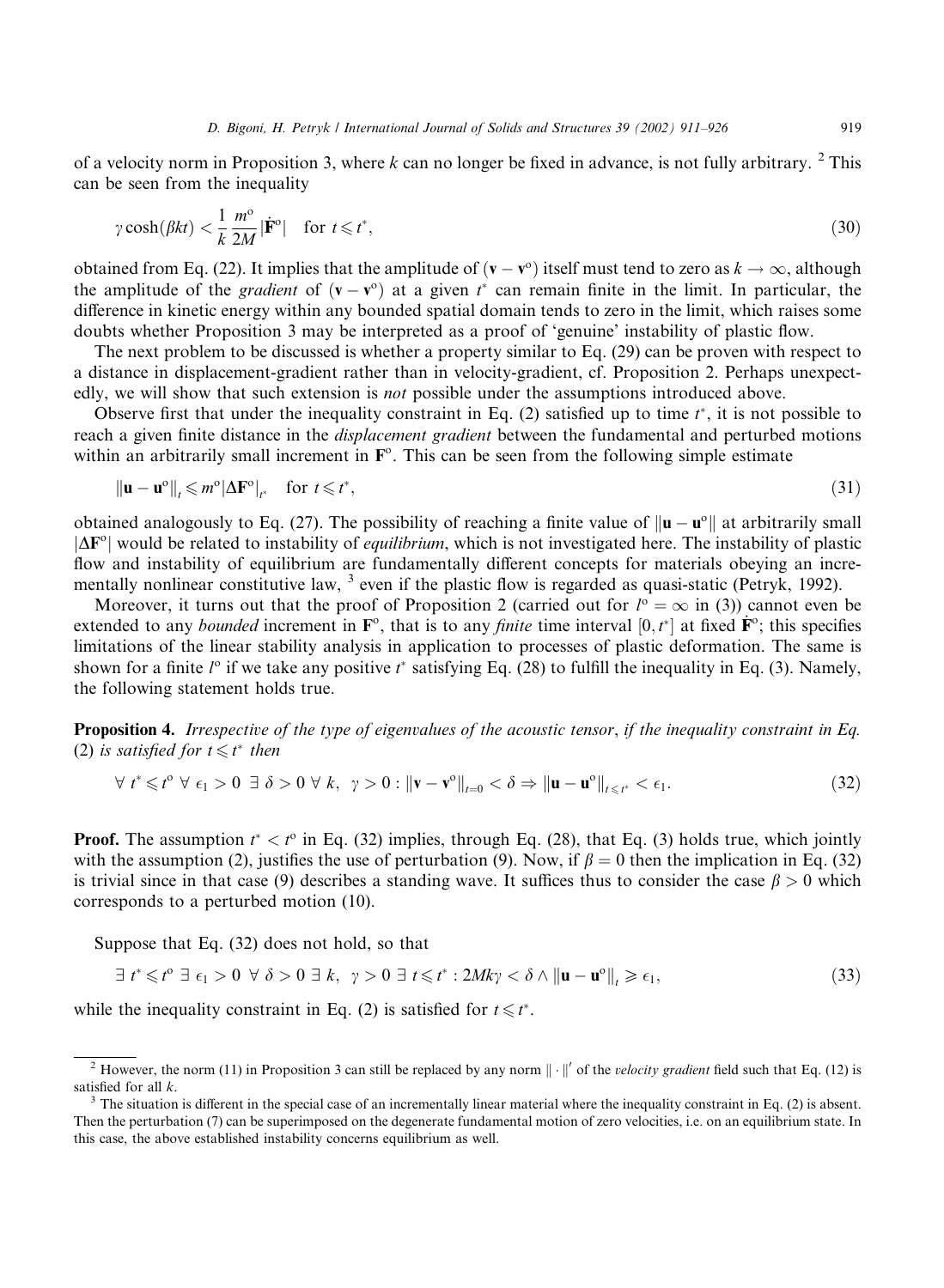of a velocity norm in Proposition 3, where $k$ can no longer be fixed in advance, is not fully arbitrary. [2] This can be seen from the inequality

$$\gamma \cosh(\beta k t) < \frac{1}{k} \frac{m^{\mathrm{o}}}{2M} |\dot{\mathbf{F}}^{\mathrm{o}}| \quad \text{for } t \leqslant t^*, \tag{30}$$

obtained from Eq. (22). It implies that the amplitude of $(\mathbf{v} - \mathbf{v}^{\mathrm{o}})$ itself must tend to zero as $k \to \infty$, although the amplitude of the *gradient* of $(\mathbf{v} - \mathbf{v}^{\mathrm{o}})$ at a given $t^*$ can remain finite in the limit. In particular, the difference in kinetic energy within any bounded spatial domain tends to zero in the limit, which raises some doubts whether Proposition 3 may be interpreted as a proof of 'genuine' instability of plastic flow.

The next problem to be discussed is whether a property similar to Eq. (29) can be proven with respect to a distance in displacement-gradient rather than in velocity-gradient, cf. Proposition 2. Perhaps unexpectedly, we will show that such extension is *not* possible under the assumptions introduced above.

Observe first that under the inequality constraint in Eq. (2) satisfied up to time $t^*$, it is not possible to reach a given finite distance in the *displacement gradient* between the fundamental and perturbed motions within an arbitrarily small increment in $\mathbf{F}^{\mathrm{o}}$. This can be seen from the following simple estimate

$$\|\mathbf{u} - \mathbf{u}^{\mathrm{o}}\|_t \leqslant m^{\mathrm{o}} |\Delta \mathbf{F}^{\mathrm{o}}|_{t^*} \quad \text{for } t \leqslant t^*, \tag{31}$$

obtained analogously to Eq. (27). The possibility of reaching a finite value of $\|\mathbf{u} - \mathbf{u}^{\mathrm{o}}\|$ at arbitrarily small $|\Delta \mathbf{F}^{\mathrm{o}}|$ would be related to instability of *equilibrium*, which is not investigated here. The instability of plastic flow and instability of equilibrium are fundamentally different concepts for materials obeying an incrementally nonlinear constitutive law, [3] even if the plastic flow is regarded as quasi-static (Petryk, 1992).

Moreover, it turns out that the proof of Proposition 2 (carried out for $l^{\mathrm{o}} = \infty$ in (3)) cannot even be extended to any *bounded* increment in $\mathbf{F}^{\mathrm{o}}$, that is to any *finite* time interval $[0, t^*]$ at fixed $\dot{\mathbf{F}}^{\mathrm{o}}$; this specifies limitations of the linear stability analysis in application to processes of plastic deformation. The same is shown for a finite $l^{\mathrm{o}}$ if we take any positive $t^*$ satisfying Eq. (28) to fulfill the inequality in Eq. (3). Namely, the following statement holds true.

**Proposition 4.** *Irrespective of the type of eigenvalues of the acoustic tensor, if the inequality constraint in Eq. (2) is satisfied for $t \leqslant t^*$ then*

$$\forall\, t^* \leqslant t^{\mathrm{o}} \;\forall\, \epsilon_1 > 0 \;\exists\, \delta > 0 \;\forall\, k, \;\; \gamma > 0 : \|\mathbf{v} - \mathbf{v}^{\mathrm{o}}\|_{t=0} < \delta \Rightarrow \|\mathbf{u} - \mathbf{u}^{\mathrm{o}}\|_{t \leqslant t^*} < \epsilon_1. \tag{32}$$

**Proof.** The assumption $t^* < t^{\mathrm{o}}$ in Eq. (32) implies, through Eq. (28), that Eq. (3) holds true, which jointly with the assumption (2), justifies the use of perturbation (9). Now, if $\beta = 0$ then the implication in Eq. (32) is trivial since in that case (9) describes a standing wave. It suffices thus to consider the case $\beta > 0$ which corresponds to a perturbed motion (10).

Suppose that Eq. (32) does not hold, so that

$$\exists\, t^* \leqslant t^{\mathrm{o}} \;\exists\, \epsilon_1 > 0 \;\forall\, \delta > 0 \;\exists\, k, \;\; \gamma > 0 \;\exists\, t \leqslant t^* : 2Mk\gamma < \delta \wedge \|\mathbf{u} - \mathbf{u}^{\mathrm{o}}\|_t \geqslant \epsilon_1, \tag{33}$$

while the inequality constraint in Eq. (2) is satisfied for $t \leqslant t^*$.

---

[2] However, the norm (11) in Proposition 3 can still be replaced by any norm $\|\cdot\|'$ of the *velocity gradient* field such that Eq. (12) is satisfied for all $k$.

[3] The situation is different in the special case of an incrementally linear material where the inequality constraint in Eq. (2) is absent. Then the perturbation (7) can be superimposed on the degenerate fundamental motion of zero velocities, i.e. on an equilibrium state. In this case, the above established instability concerns equilibrium as well.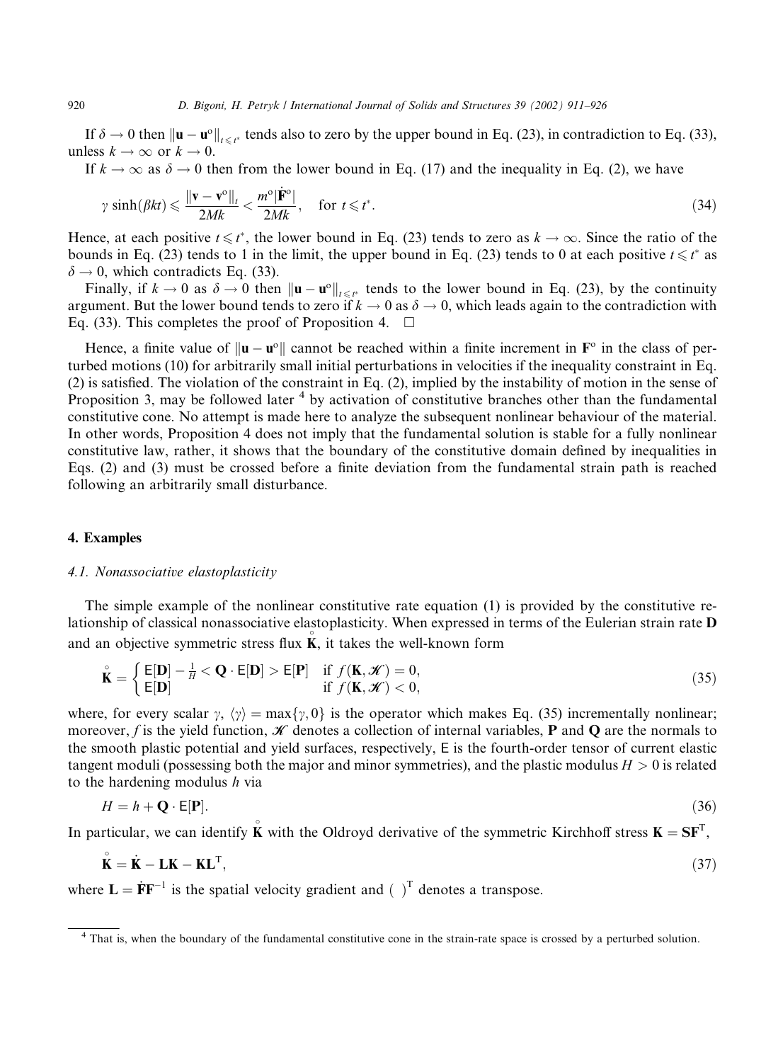If $\delta \to 0$ then $\|\mathbf{u} - \mathbf{u}^{\mathrm{o}}\|_{t \leqslant t^*}$ tends also to zero by the upper bound in Eq. (23), in contradiction to Eq. (33), unless $k \to \infty$ or $k \to 0$.

If $k \to \infty$ as $\delta \to 0$ then from the lower bound in Eq. (17) and the inequality in Eq. (2), we have

$$\gamma \sinh(\beta k t) \leqslant \frac{\|\mathbf{v} - \mathbf{v}^{\mathrm{o}}\|_t}{2Mk} < \frac{m^{\mathrm{o}}|\dot{\mathbf{F}}^{\mathrm{o}}|}{2Mk}, \quad \text{for } t \leqslant t^*. \tag{34}$$

Hence, at each positive $t \leqslant t^*$, the lower bound in Eq. (23) tends to zero as $k \to \infty$. Since the ratio of the bounds in Eq. (23) tends to 1 in the limit, the upper bound in Eq. (23) tends to 0 at each positive $t \leqslant t^*$ as $\delta \to 0$, which contradicts Eq. (33).

Finally, if $k \to 0$ as $\delta \to 0$ then $\|\mathbf{u} - \mathbf{u}^{\mathrm{o}}\|_{t \leqslant t^*}$ tends to the lower bound in Eq. (23), by the continuity argument. But the lower bound tends to zero if $k \to 0$ as $\delta \to 0$, which leads again to the contradiction with Eq. (33). This completes the proof of Proposition 4. □

Hence, a finite value of $\|\mathbf{u} - \mathbf{u}^{\mathrm{o}}\|$ cannot be reached within a finite increment in $\mathbf{F}^{\mathrm{o}}$ in the class of perturbed motions (10) for arbitrarily small initial perturbations in velocities if the inequality constraint in Eq. (2) is satisfied. The violation of the constraint in Eq. (2), implied by the instability of motion in the sense of Proposition 3, may be followed later [4] by activation of constitutive branches other than the fundamental constitutive cone. No attempt is made here to analyze the subsequent nonlinear behaviour of the material. In other words, Proposition 4 does not imply that the fundamental solution is stable for a fully nonlinear constitutive law, rather, it shows that the boundary of the constitutive domain defined by inequalities in Eqs. (2) and (3) must be crossed before a finite deviation from the fundamental strain path is reached following an arbitrarily small disturbance.

## 4. Examples

### 4.1. Nonassociative elastoplasticity

The simple example of the nonlinear constitutive rate equation (1) is provided by the constitutive relationship of classical nonassociative elastoplasticity. When expressed in terms of the Eulerian strain rate $\mathbf{D}$ and an objective symmetric stress flux $\overset{\circ}{\mathbf{K}}$, it takes the well-known form

$$\overset{\circ}{\mathbf{K}} = \begin{cases} \mathsf{E}[\mathbf{D}] - \frac{1}{H} < \mathbf{Q} \cdot \mathsf{E}[\mathbf{D}] > \mathsf{E}[\mathbf{P}] & \text{if } f(\mathbf{K}, \mathscr{K}) = 0, \\ \mathsf{E}[\mathbf{D}] & \text{if } f(\mathbf{K}, \mathscr{K}) < 0, \end{cases} \tag{35}$$

where, for every scalar $\gamma$, $\langle \gamma \rangle = \max\{\gamma, 0\}$ is the operator which makes Eq. (35) incrementally nonlinear; moreover, $f$ is the yield function, $\mathscr{K}$ denotes a collection of internal variables, $\mathbf{P}$ and $\mathbf{Q}$ are the normals to the smooth plastic potential and yield surfaces, respectively, $\mathsf{E}$ is the fourth-order tensor of current elastic tangent moduli (possessing both the major and minor symmetries), and the plastic modulus $H > 0$ is related to the hardening modulus $h$ via

$$H = h + \mathbf{Q} \cdot \mathsf{E}[\mathbf{P}]. \tag{36}$$

In particular, we can identify $\overset{\circ}{\mathbf{K}}$ with the Oldroyd derivative of the symmetric Kirchhoff stress $\mathbf{K} = \mathbf{S}\mathbf{F}^{\mathrm{T}}$,

$$\overset{\circ}{\mathbf{K}} = \dot{\mathbf{K}} - \mathbf{L}\mathbf{K} - \mathbf{K}\mathbf{L}^{\mathrm{T}}, \tag{37}$$

where $\mathbf{L} = \dot{\mathbf{F}}\mathbf{F}^{-1}$ is the spatial velocity gradient and $(\ )^{\mathrm{T}}$ denotes a transpose.

---

[4] That is, when the boundary of the fundamental constitutive cone in the strain-rate space is crossed by a perturbed solution.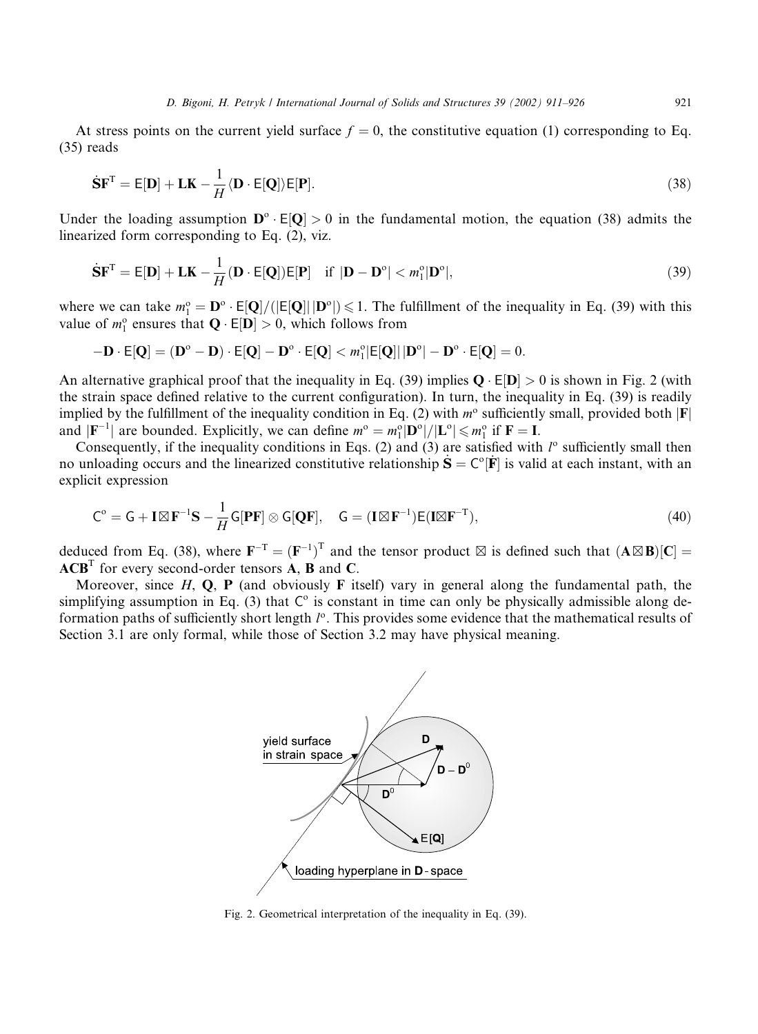At stress points on the current yield surface $f = 0$, the constitutive equation (1) corresponding to Eq. (35) reads

$$\dot{\mathbf{S}}\mathbf{F}^{\mathrm{T}} = \mathsf{E}[\mathbf{D}] + \mathbf{LK} - \frac{1}{H}\langle \mathbf{D} \cdot \mathsf{E}[\mathbf{Q}] \rangle \mathsf{E}[\mathbf{P}]. \tag{38}$$

Under the loading assumption $\mathbf{D}^{\mathrm{o}} \cdot \mathsf{E}[\mathbf{Q}] > 0$ in the fundamental motion, the equation (38) admits the linearized form corresponding to Eq. (2), viz.

$$\dot{\mathbf{S}}\mathbf{F}^{\mathrm{T}} = \mathsf{E}[\mathbf{D}] + \mathbf{LK} - \frac{1}{H}(\mathbf{D} \cdot \mathsf{E}[\mathbf{Q}])\mathsf{E}[\mathbf{P}] \quad \text{if } |\mathbf{D} - \mathbf{D}^{\mathrm{o}}| < m_1^{\mathrm{o}}|\mathbf{D}^{\mathrm{o}}|, \tag{39}$$

where we can take $m_1^{\mathrm{o}} = \mathbf{D}^{\mathrm{o}} \cdot \mathsf{E}[\mathbf{Q}]/(|\mathsf{E}[\mathbf{Q}]|\,|\mathbf{D}^{\mathrm{o}}|) \leqslant 1$. The fulfillment of the inequality in Eq. (39) with this value of $m_1^{\mathrm{o}}$ ensures that $\mathbf{Q} \cdot \mathsf{E}[\mathbf{D}] > 0$, which follows from

$$-\mathbf{D} \cdot \mathsf{E}[\mathbf{Q}] = (\mathbf{D}^{\mathrm{o}} - \mathbf{D}) \cdot \mathsf{E}[\mathbf{Q}] - \mathbf{D}^{\mathrm{o}} \cdot \mathsf{E}[\mathbf{Q}] < m_1^{\mathrm{o}}|\mathsf{E}[\mathbf{Q}]|\,|\mathbf{D}^{\mathrm{o}}| - \mathbf{D}^{\mathrm{o}} \cdot \mathsf{E}[\mathbf{Q}] = 0.$$

An alternative graphical proof that the inequality in Eq. (39) implies $\mathbf{Q} \cdot \mathsf{E}[\mathbf{D}] > 0$ is shown in Fig. 2 (with the strain space defined relative to the current configuration). In turn, the inequality in Eq. (39) is readily implied by the fulfillment of the inequality condition in Eq. (2) with $m^{\mathrm{o}}$ sufficiently small, provided both $|\mathbf{F}|$ and $|\mathbf{F}^{-1}|$ are bounded. Explicitly, we can define $m^{\mathrm{o}} = m_1^{\mathrm{o}}|\mathbf{D}^{\mathrm{o}}|/|\mathbf{L}^{\mathrm{o}}| \leqslant m_1^{\mathrm{o}}$ if $\mathbf{F} = \mathbf{I}$.

Consequently, if the inequality conditions in Eqs. (2) and (3) are satisfied with $l^{\mathrm{o}}$ sufficiently small then no unloading occurs and the linearized constitutive relationship $\dot{\mathbf{S}} = \mathsf{C}^{\mathrm{o}}[\dot{\mathbf{F}}]$ is valid at each instant, with an explicit expression

$$\mathsf{C}^{\mathrm{o}} = \mathsf{G} + \mathbf{I} \boxtimes \mathbf{F}^{-1}\mathbf{S} - \frac{1}{H}\mathsf{G}[\mathbf{PF}] \otimes \mathsf{G}[\mathbf{QF}], \quad \mathsf{G} = (\mathbf{I} \boxtimes \mathbf{F}^{-1})\mathsf{E}(\mathbf{I} \boxtimes \mathbf{F}^{-\mathrm{T}}), \tag{40}$$

deduced from Eq. (38), where $\mathbf{F}^{-\mathrm{T}} = (\mathbf{F}^{-1})^{\mathrm{T}}$ and the tensor product $\boxtimes$ is defined such that $(\mathbf{A} \boxtimes \mathbf{B})[\mathbf{C}] = \mathbf{ACB}^{\mathrm{T}}$ for every second-order tensors $\mathbf{A}$, $\mathbf{B}$ and $\mathbf{C}$.

Moreover, since $H$, $\mathbf{Q}$, $\mathbf{P}$ (and obviously $\mathbf{F}$ itself) vary in general along the fundamental path, the simplifying assumption in Eq. (3) that $\mathsf{C}^{\mathrm{o}}$ is constant in time can only be physically admissible along deformation paths of sufficiently short length $l^{\mathrm{o}}$. This provides some evidence that the mathematical results of Section 3.1 are only formal, while those of Section 3.2 may have physical meaning.

Fig. 2. Geometrical interpretation of the inequality in Eq. (39).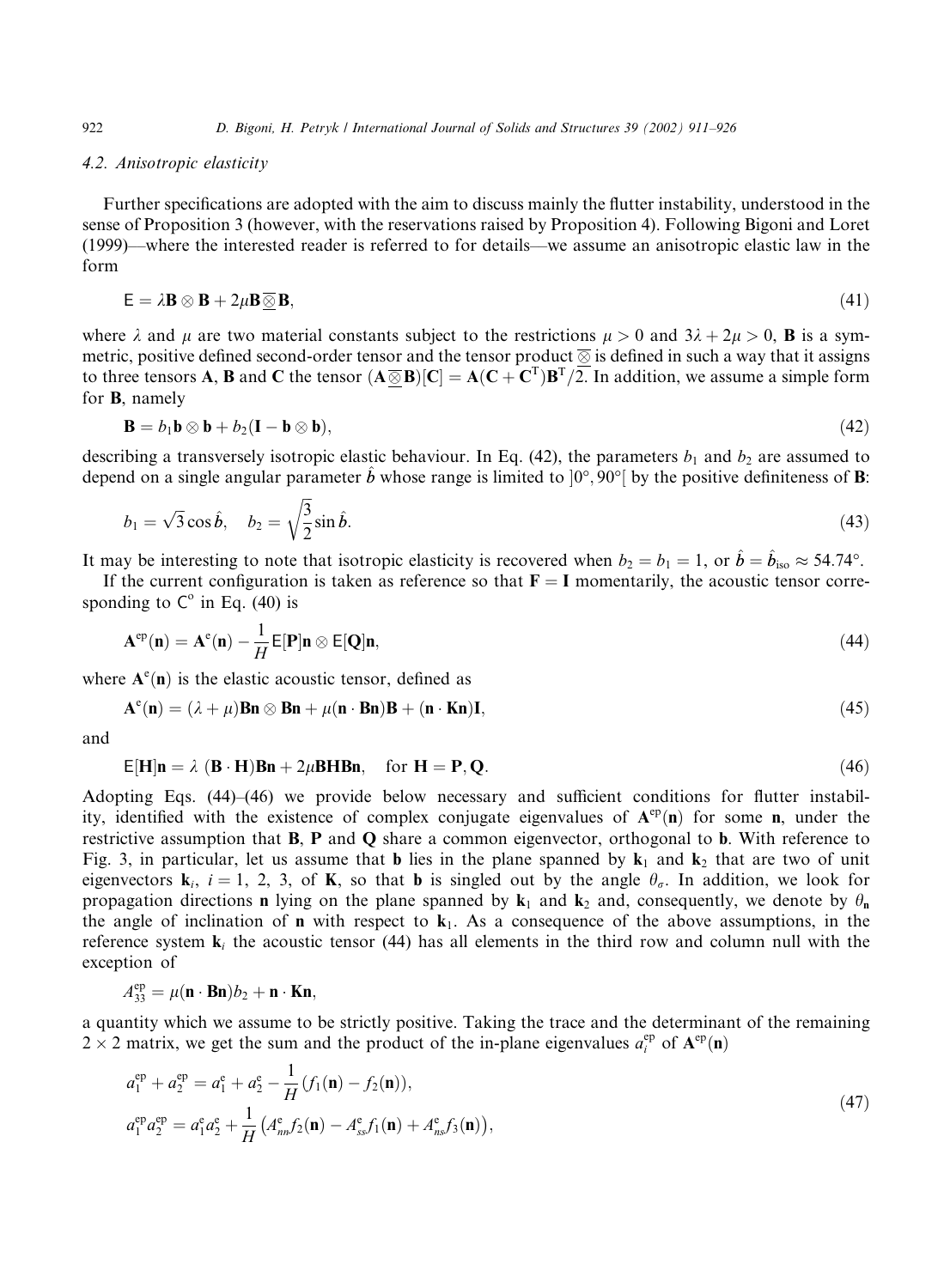### 4.2. Anisotropic elasticity

Further specifications are adopted with the aim to discuss mainly the flutter instability, understood in the sense of Proposition 3 (however, with the reservations raised by Proposition 4). Following Bigoni and Loret (1999)—where the interested reader is referred to for details—we assume an anisotropic elastic law in the form

$$\mathsf{E} = \lambda \mathbf{B} \otimes \mathbf{B} + 2\mu \mathbf{B} \overline{\underline{\otimes}} \mathbf{B}, \tag{41}$$

where $\lambda$ and $\mu$ are two material constants subject to the restrictions $\mu > 0$ and $3\lambda + 2\mu > 0$, $\mathbf{B}$ is a symmetric, positive defined second-order tensor and the tensor product $\overline{\underline{\otimes}}$ is defined in such a way that it assigns to three tensors $\mathbf{A}$, $\mathbf{B}$ and $\mathbf{C}$ the tensor $(\mathbf{A} \overline{\underline{\otimes}} \mathbf{B})[\mathbf{C}] = \mathbf{A}(\mathbf{C} + \mathbf{C}^{\mathrm{T}})\mathbf{B}^{\mathrm{T}}/2$. In addition, we assume a simple form for $\mathbf{B}$, namely

$$\mathbf{B} = b_1 \mathbf{b} \otimes \mathbf{b} + b_2(\mathbf{I} - \mathbf{b} \otimes \mathbf{b}), \tag{42}$$

describing a transversely isotropic elastic behaviour. In Eq. (42), the parameters $b_1$ and $b_2$ are assumed to depend on a single angular parameter $\hat{b}$ whose range is limited to $]0°, 90°[$ by the positive definiteness of $\mathbf{B}$:

$$b_1 = \sqrt{3} \cos \hat{b}, \quad b_2 = \sqrt{\frac{3}{2}} \sin \hat{b}. \tag{43}$$

It may be interesting to note that isotropic elasticity is recovered when $b_2 = b_1 = 1$, or $\hat{b} = \hat{b}_{\text{iso}} \approx 54.74°$.

If the current configuration is taken as reference so that $\mathbf{F} = \mathbf{I}$ momentarily, the acoustic tensor corresponding to $\mathsf{C}^{\mathrm{o}}$ in Eq. (40) is

$$\mathbf{A}^{\text{ep}}(\mathbf{n}) = \mathbf{A}^{\text{e}}(\mathbf{n}) - \frac{1}{H} \mathsf{E}[\mathbf{P}]\mathbf{n} \otimes \mathsf{E}[\mathbf{Q}]\mathbf{n}, \tag{44}$$

where $\mathbf{A}^{\text{e}}(\mathbf{n})$ is the elastic acoustic tensor, defined as

$$\mathbf{A}^{\text{e}}(\mathbf{n}) = (\lambda + \mu)\mathbf{B}\mathbf{n} \otimes \mathbf{B}\mathbf{n} + \mu(\mathbf{n} \cdot \mathbf{B}\mathbf{n})\mathbf{B} + (\mathbf{n} \cdot \mathbf{K}\mathbf{n})\mathbf{I}, \tag{45}$$

and

$$\mathsf{E}[\mathbf{H}]\mathbf{n} = \lambda \ (\mathbf{B} \cdot \mathbf{H})\mathbf{B}\mathbf{n} + 2\mu \mathbf{B}\mathbf{H}\mathbf{B}\mathbf{n}, \quad \text{for } \mathbf{H} = \mathbf{P}, \mathbf{Q}. \tag{46}$$

Adopting Eqs. (44)–(46) we provide below necessary and sufficient conditions for flutter instability, identified with the existence of complex conjugate eigenvalues of $\mathbf{A}^{\text{ep}}(\mathbf{n})$ for some $\mathbf{n}$, under the restrictive assumption that $\mathbf{B}$, $\mathbf{P}$ and $\mathbf{Q}$ share a common eigenvector, orthogonal to $\mathbf{b}$. With reference to Fig. 3, in particular, let us assume that $\mathbf{b}$ lies in the plane spanned by $\mathbf{k}_1$ and $\mathbf{k}_2$ that are two of unit eigenvectors $\mathbf{k}_i$, $i = 1, 2, 3$, of $\mathbf{K}$, so that $\mathbf{b}$ is singled out by the angle $\theta_\sigma$. In addition, we look for propagation directions $\mathbf{n}$ lying on the plane spanned by $\mathbf{k}_1$ and $\mathbf{k}_2$ and, consequently, we denote by $\theta_\mathbf{n}$ the angle of inclination of $\mathbf{n}$ with respect to $\mathbf{k}_1$. As a consequence of the above assumptions, in the reference system $\mathbf{k}_i$ the acoustic tensor (44) has all elements in the third row and column null with the exception of

$$A_{33}^{\text{ep}} = \mu(\mathbf{n} \cdot \mathbf{B}\mathbf{n})b_2 + \mathbf{n} \cdot \mathbf{K}\mathbf{n},$$

a quantity which we assume to be strictly positive. Taking the trace and the determinant of the remaining $2 \times 2$ matrix, we get the sum and the product of the in-plane eigenvalues $a_i^{\text{ep}}$ of $\mathbf{A}^{\text{ep}}(\mathbf{n})$

$$\begin{aligned} a_1^{\text{ep}} + a_2^{\text{ep}} &= a_1^{\text{e}} + a_2^{\text{e}} - \frac{1}{H}(f_1(\mathbf{n}) - f_2(\mathbf{n})), \\ a_1^{\text{ep}} a_2^{\text{ep}} &= a_1^{\text{e}} a_2^{\text{e}} + \frac{1}{H}\left(A_{nn}^{\text{e}} f_2(\mathbf{n}) - A_{ss}^{\text{e}} f_1(\mathbf{n}) + A_{ns}^{\text{e}} f_3(\mathbf{n})\right), \end{aligned} \tag{47}$$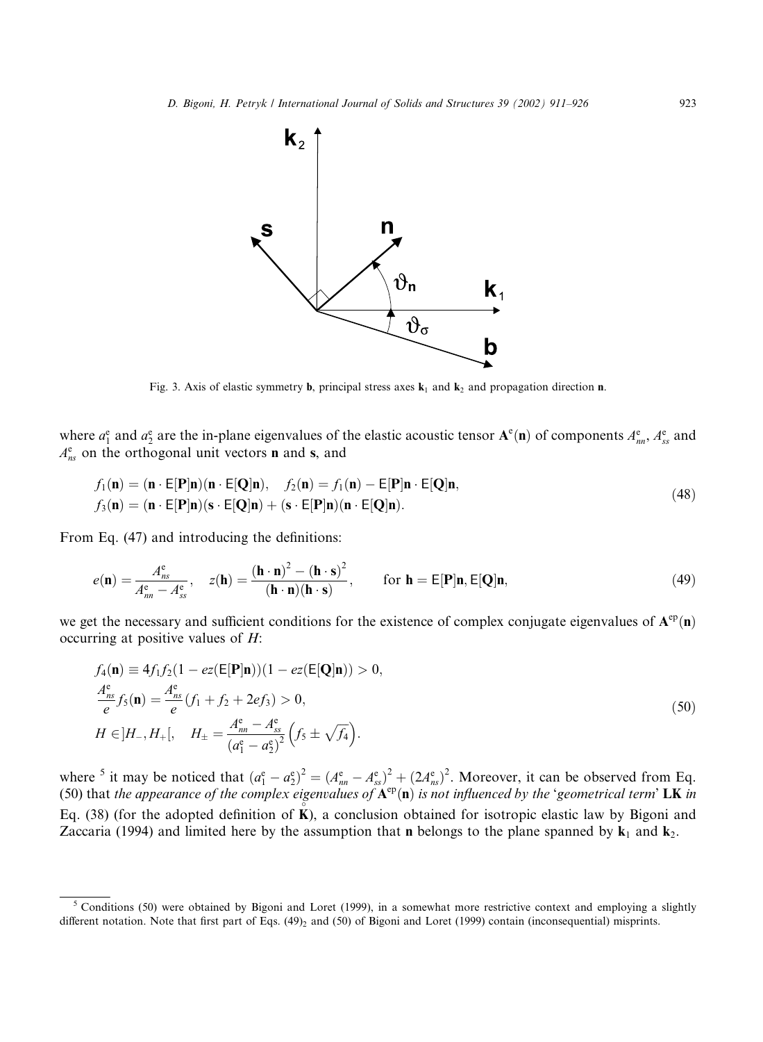Fig. 3. Axis of elastic symmetry **b**, principal stress axes $\mathbf{k}_1$ and $\mathbf{k}_2$ and propagation direction **n**.

where $a_1^e$ and $a_2^e$ are the in-plane eigenvalues of the elastic acoustic tensor $\mathbf{A}^e(\mathbf{n})$ of components $A_{nn}^e$, $A_{ss}^e$ and $A_{ns}^e$ on the orthogonal unit vectors **n** and **s**, and

$$
\begin{aligned}
&f_1(\mathbf{n}) = (\mathbf{n}\cdot\mathsf{E}[\mathbf{P}]\mathbf{n})(\mathbf{n}\cdot\mathsf{E}[\mathbf{Q}]\mathbf{n}), \quad f_2(\mathbf{n}) = f_1(\mathbf{n}) - \mathsf{E}[\mathbf{P}]\mathbf{n}\cdot\mathsf{E}[\mathbf{Q}]\mathbf{n}, \\
&f_3(\mathbf{n}) = (\mathbf{n}\cdot\mathsf{E}[\mathbf{P}]\mathbf{n})(\mathbf{s}\cdot\mathsf{E}[\mathbf{Q}]\mathbf{n}) + (\mathbf{s}\cdot\mathsf{E}[\mathbf{P}]\mathbf{n})(\mathbf{n}\cdot\mathsf{E}[\mathbf{Q}]\mathbf{n}).
\end{aligned} \tag{48}
$$

From Eq. (47) and introducing the definitions:

$$
e(\mathbf{n}) = \frac{A_{ns}^e}{A_{nn}^e - A_{ss}^e}, \quad z(\mathbf{h}) = \frac{(\mathbf{h}\cdot\mathbf{n})^2 - (\mathbf{h}\cdot\mathbf{s})^2}{(\mathbf{h}\cdot\mathbf{n})(\mathbf{h}\cdot\mathbf{s})}, \qquad \text{for } \mathbf{h} = \mathsf{E}[\mathbf{P}]\mathbf{n}, \mathsf{E}[\mathbf{Q}]\mathbf{n}, \tag{49}
$$

we get the necessary and sufficient conditions for the existence of complex conjugate eigenvalues of $\mathbf{A}^{ep}(\mathbf{n})$ occurring at positive values of $H$:

$$
\begin{aligned}
&f_4(\mathbf{n}) \equiv 4f_1f_2(1 - ez(\mathsf{E}[\mathbf{P}]\mathbf{n}))(1 - ez(\mathsf{E}[\mathbf{Q}]\mathbf{n})) > 0, \\
&\frac{A_{ns}^e}{e} f_5(\mathbf{n}) = \frac{A_{ns}^e}{e}(f_1 + f_2 + 2ef_3) > 0, \\
&H \in ]H_-, H_+[, \quad H_\pm = \frac{A_{nn}^e - A_{ss}^e}{(a_1^e - a_2^e)^2}\left(f_5 \pm \sqrt{f_4}\right).
\end{aligned} \tag{50}
$$

where [5] it may be noticed that $(a_1^e - a_2^e)^2 = (A_{nn}^e - A_{ss}^e)^2 + (2A_{ns}^e)^2$. Moreover, it can be observed from Eq. (50) that *the appearance of the complex eigenvalues of* $\mathbf{A}^{ep}(\mathbf{n})$ *is not influenced by the 'geometrical term'* $\mathbf{LK}$ *in* Eq. (38) (for the adopted definition of $\mathring{\mathbf{K}}$), a conclusion obtained for isotropic elastic law by Bigoni and Zaccaria (1994) and limited here by the assumption that **n** belongs to the plane spanned by $\mathbf{k}_1$ and $\mathbf{k}_2$.

---

[5] Conditions (50) were obtained by Bigoni and Loret (1999), in a somewhat more restrictive context and employing a slightly different notation. Note that first part of Eqs. $(49)_2$ and (50) of Bigoni and Loret (1999) contain (inconsequential) misprints.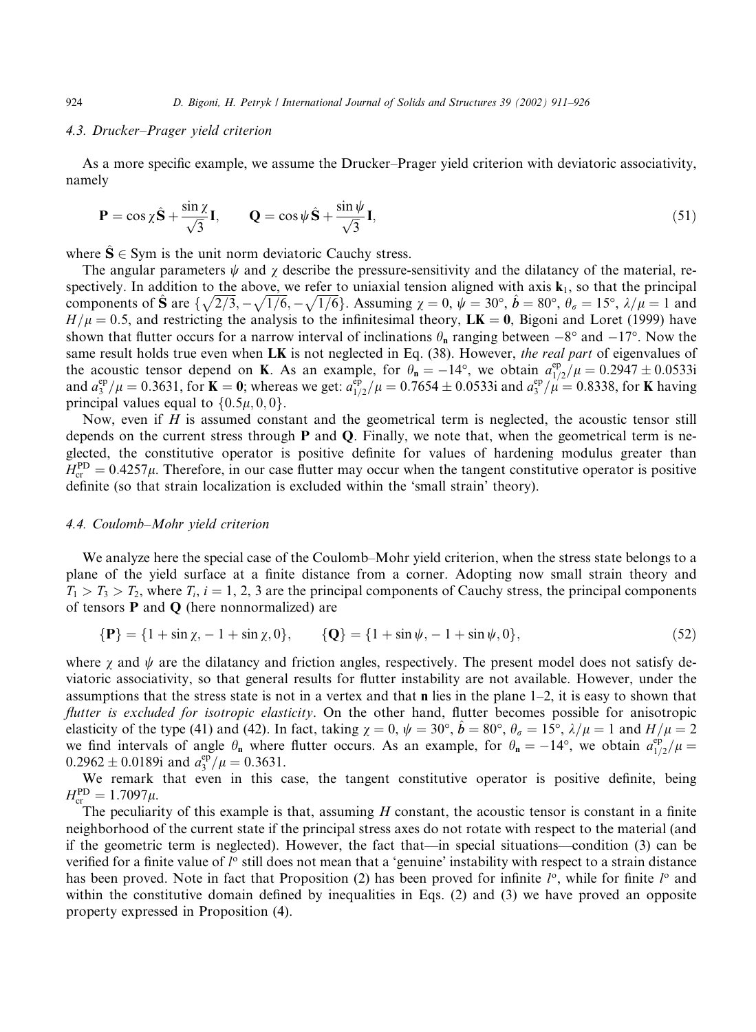### 4.3. Drucker–Prager yield criterion

As a more specific example, we assume the Drucker–Prager yield criterion with deviatoric associativity, namely

$$\mathbf{P} = \cos\chi\hat{\mathbf{S}} + \frac{\sin\chi}{\sqrt{3}}\mathbf{I}, \qquad \mathbf{Q} = \cos\psi\hat{\mathbf{S}} + \frac{\sin\psi}{\sqrt{3}}\mathbf{I}, \tag{51}$$

where $\hat{\mathbf{S}} \in \mathrm{Sym}$ is the unit norm deviatoric Cauchy stress.

The angular parameters $\psi$ and $\chi$ describe the pressure-sensitivity and the dilatancy of the material, respectively. In addition to the above, we refer to uniaxial tension aligned with axis $\mathbf{k}_1$, so that the principal components of $\hat{\mathbf{S}}$ are $\{\sqrt{2/3}, -\sqrt{1/6}, -\sqrt{1/6}\}$. Assuming $\chi = 0$, $\psi = 30°$, $\hat{b} = 80°$, $\theta_\sigma = 15°$, $\lambda/\mu = 1$ and $H/\mu = 0.5$, and restricting the analysis to the infinitesimal theory, $\mathbf{LK} = \mathbf{0}$, Bigoni and Loret (1999) have shown that flutter occurs for a narrow interval of inclinations $\theta_\mathbf{n}$ ranging between $-8°$ and $-17°$. Now the same result holds true even when $\mathbf{LK}$ is not neglected in Eq. (38). However, *the real part* of eigenvalues of the acoustic tensor depend on $\mathbf{K}$. As an example, for $\theta_\mathbf{n} = -14°$, we obtain $a^{\mathrm{ep}}_{1/2}/\mu = 0.2947 \pm 0.0533\mathrm{i}$ and $a^{\mathrm{ep}}_3/\mu = 0.3631$, for $\mathbf{K} = \mathbf{0}$; whereas we get: $a^{\mathrm{ep}}_{1/2}/\mu = 0.7654 \pm 0.0533\mathrm{i}$ and $a^{\mathrm{ep}}_3/\mu = 0.8338$, for $\mathbf{K}$ having principal values equal to $\{0.5\mu, 0, 0\}$.

Now, even if $H$ is assumed constant and the geometrical term is neglected, the acoustic tensor still depends on the current stress through $\mathbf{P}$ and $\mathbf{Q}$. Finally, we note that, when the geometrical term is neglected, the constitutive operator is positive definite for values of hardening modulus greater than $H^{\mathrm{PD}}_{\mathrm{cr}} = 0.4257\mu$. Therefore, in our case flutter may occur when the tangent constitutive operator is positive definite (so that strain localization is excluded within the 'small strain' theory).

### 4.4. Coulomb–Mohr yield criterion

We analyze here the special case of the Coulomb–Mohr yield criterion, when the stress state belongs to a plane of the yield surface at a finite distance from a corner. Adopting now small strain theory and $T_1 > T_3 > T_2$, where $T_i$, $i = 1, 2, 3$ are the principal components of Cauchy stress, the principal components of tensors $\mathbf{P}$ and $\mathbf{Q}$ (here nonnormalized) are

$$\{\mathbf{P}\} = \{1 + \sin\chi, -1 + \sin\chi, 0\}, \qquad \{\mathbf{Q}\} = \{1 + \sin\psi, -1 + \sin\psi, 0\}, \tag{52}$$

where $\chi$ and $\psi$ are the dilatancy and friction angles, respectively. The present model does not satisfy deviatoric associativity, so that general results for flutter instability are not available. However, under the assumptions that the stress state is not in a vertex and that $\mathbf{n}$ lies in the plane 1–2, it is easy to shown that *flutter is excluded for isotropic elasticity*. On the other hand, flutter becomes possible for anisotropic elasticity of the type (41) and (42). In fact, taking $\chi = 0$, $\psi = 30°$, $\hat{b} = 80°$, $\theta_\sigma = 15°$, $\lambda/\mu = 1$ and $H/\mu = 2$ we find intervals of angle $\theta_\mathbf{n}$ where flutter occurs. As an example, for $\theta_\mathbf{n} = -14°$, we obtain $a^{\mathrm{ep}}_{1/2}/\mu = 0.2962 \pm 0.0189\mathrm{i}$ and $a^{\mathrm{ep}}_3/\mu = 0.3631$.

We remark that even in this case, the tangent constitutive operator is positive definite, being $H^{\mathrm{PD}}_{\mathrm{cr}} = 1.7097\mu$.

The peculiarity of this example is that, assuming $H$ constant, the acoustic tensor is constant in a finite neighborhood of the current state if the principal stress axes do not rotate with respect to the material (and if the geometric term is neglected). However, the fact that—in special situations—condition (3) can be verified for a finite value of $l^{\mathrm{o}}$ still does not mean that a 'genuine' instability with respect to a strain distance has been proved. Note in fact that Proposition (2) has been proved for infinite $l^{\mathrm{o}}$, while for finite $l^{\mathrm{o}}$ and within the constitutive domain defined by inequalities in Eqs. (2) and (3) we have proved an opposite property expressed in Proposition (4).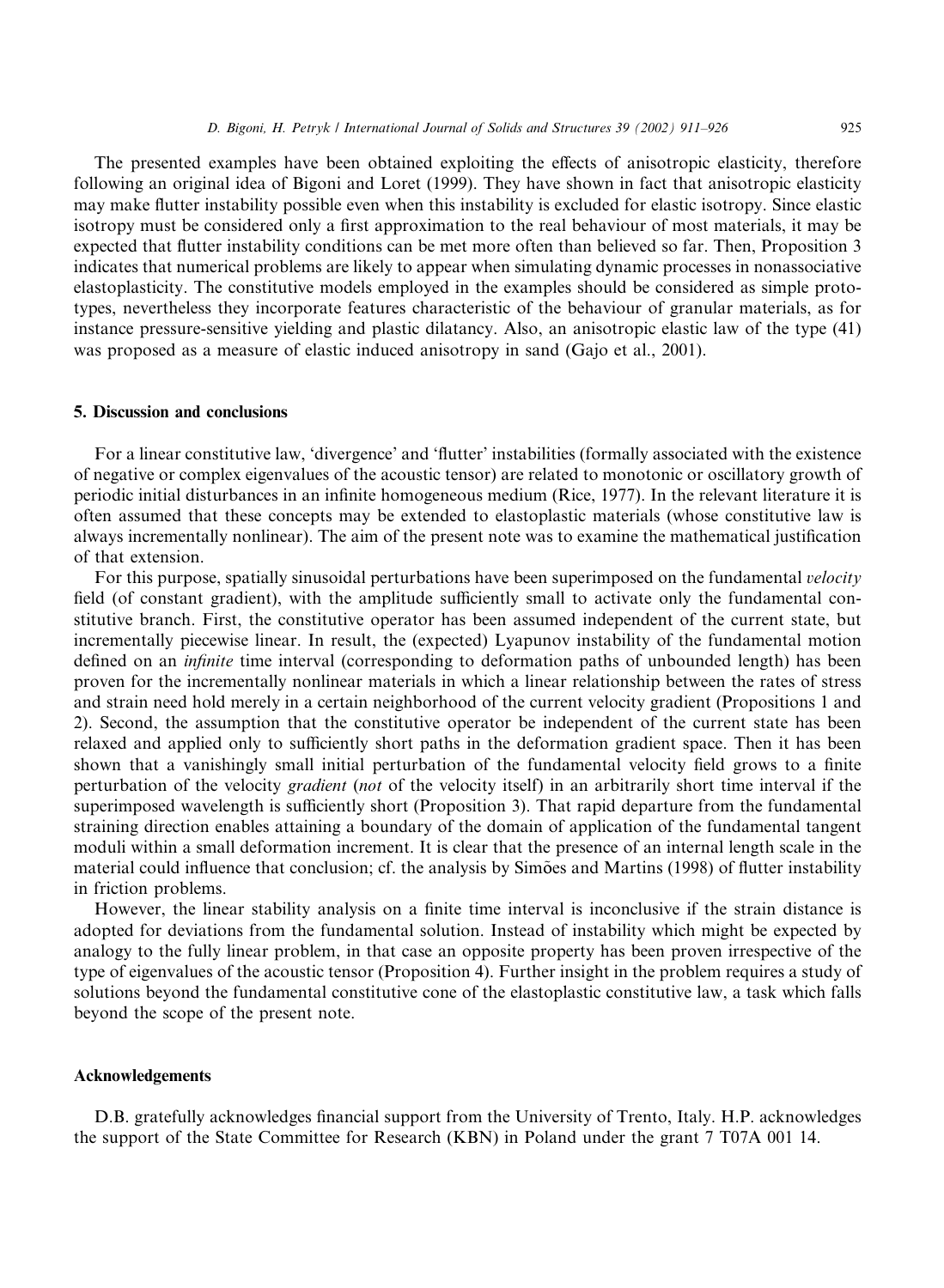The presented examples have been obtained exploiting the effects of anisotropic elasticity, therefore following an original idea of Bigoni and Loret (1999). They have shown in fact that anisotropic elasticity may make flutter instability possible even when this instability is excluded for elastic isotropy. Since elastic isotropy must be considered only a first approximation to the real behaviour of most materials, it may be expected that flutter instability conditions can be met more often than believed so far. Then, Proposition 3 indicates that numerical problems are likely to appear when simulating dynamic processes in nonassociative elastoplasticity. The constitutive models employed in the examples should be considered as simple prototypes, nevertheless they incorporate features characteristic of the behaviour of granular materials, as for instance pressure-sensitive yielding and plastic dilatancy. Also, an anisotropic elastic law of the type (41) was proposed as a measure of elastic induced anisotropy in sand (Gajo et al., 2001).

## 5. Discussion and conclusions

For a linear constitutive law, 'divergence' and 'flutter' instabilities (formally associated with the existence of negative or complex eigenvalues of the acoustic tensor) are related to monotonic or oscillatory growth of periodic initial disturbances in an infinite homogeneous medium (Rice, 1977). In the relevant literature it is often assumed that these concepts may be extended to elastoplastic materials (whose constitutive law is always incrementally nonlinear). The aim of the present note was to examine the mathematical justification of that extension.

For this purpose, spatially sinusoidal perturbations have been superimposed on the fundamental *velocity* field (of constant gradient), with the amplitude sufficiently small to activate only the fundamental constitutive branch. First, the constitutive operator has been assumed independent of the current state, but incrementally piecewise linear. In result, the (expected) Lyapunov instability of the fundamental motion defined on an *infinite* time interval (corresponding to deformation paths of unbounded length) has been proven for the incrementally nonlinear materials in which a linear relationship between the rates of stress and strain need hold merely in a certain neighborhood of the current velocity gradient (Propositions 1 and 2). Second, the assumption that the constitutive operator be independent of the current state has been relaxed and applied only to sufficiently short paths in the deformation gradient space. Then it has been shown that a vanishingly small initial perturbation of the fundamental velocity field grows to a finite perturbation of the velocity *gradient* (*not* of the velocity itself) in an arbitrarily short time interval if the superimposed wavelength is sufficiently short (Proposition 3). That rapid departure from the fundamental straining direction enables attaining a boundary of the domain of application of the fundamental tangent moduli within a small deformation increment. It is clear that the presence of an internal length scale in the material could influence that conclusion; cf. the analysis by Simões and Martins (1998) of flutter instability in friction problems.

However, the linear stability analysis on a finite time interval is inconclusive if the strain distance is adopted for deviations from the fundamental solution. Instead of instability which might be expected by analogy to the fully linear problem, in that case an opposite property has been proven irrespective of the type of eigenvalues of the acoustic tensor (Proposition 4). Further insight in the problem requires a study of solutions beyond the fundamental constitutive cone of the elastoplastic constitutive law, a task which falls beyond the scope of the present note.

## Acknowledgements

D.B. gratefully acknowledges financial support from the University of Trento, Italy. H.P. acknowledges the support of the State Committee for Research (KBN) in Poland under the grant 7 T07A 001 14.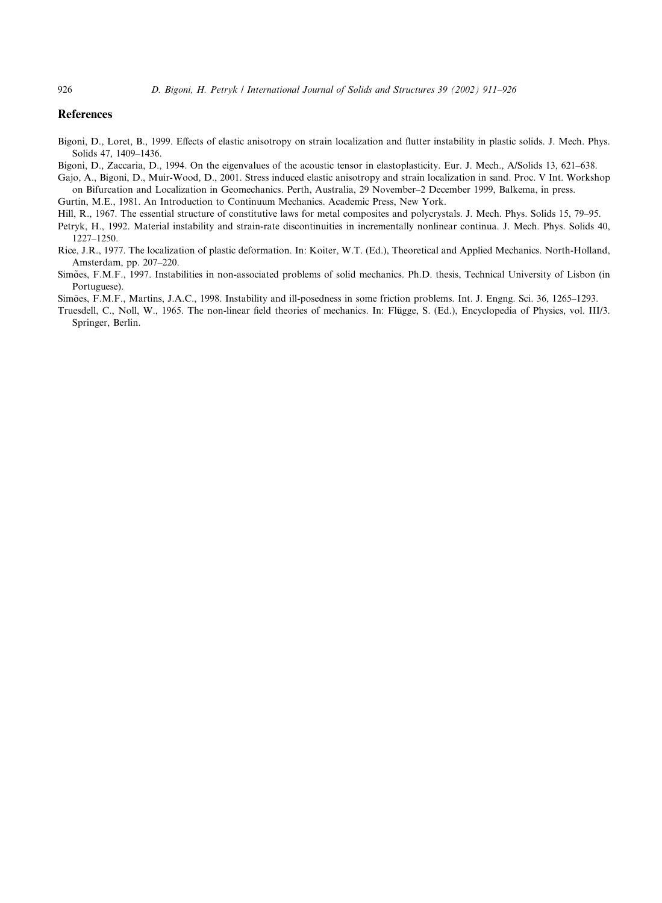## References

Bigoni, D., Loret, B., 1999. Effects of elastic anisotropy on strain localization and flutter instability in plastic solids. J. Mech. Phys. Solids 47, 1409–1436.

Bigoni, D., Zaccaria, D., 1994. On the eigenvalues of the acoustic tensor in elastoplasticity. Eur. J. Mech., A/Solids 13, 621–638.

Gajo, A., Bigoni, D., Muir-Wood, D., 2001. Stress induced elastic anisotropy and strain localization in sand. Proc. V Int. Workshop on Bifurcation and Localization in Geomechanics. Perth, Australia, 29 November–2 December 1999, Balkema, in press.

Gurtin, M.E., 1981. An Introduction to Continuum Mechanics. Academic Press, New York.

Hill, R., 1967. The essential structure of constitutive laws for metal composites and polycrystals. J. Mech. Phys. Solids 15, 79–95.

Petryk, H., 1992. Material instability and strain-rate discontinuities in incrementally nonlinear continua. J. Mech. Phys. Solids 40, 1227–1250.

Rice, J.R., 1977. The localization of plastic deformation. In: Koiter, W.T. (Ed.), Theoretical and Applied Mechanics. North-Holland, Amsterdam, pp. 207–220.

Simões, F.M.F., 1997. Instabilities in non-associated problems of solid mechanics. Ph.D. thesis, Technical University of Lisbon (in Portuguese).

Simões, F.M.F., Martins, J.A.C., 1998. Instability and ill-posedness in some friction problems. Int. J. Engng. Sci. 36, 1265–1293.

Truesdell, C., Noll, W., 1965. The non-linear field theories of mechanics. In: Flügge, S. (Ed.), Encyclopedia of Physics, vol. III/3. Springer, Berlin.